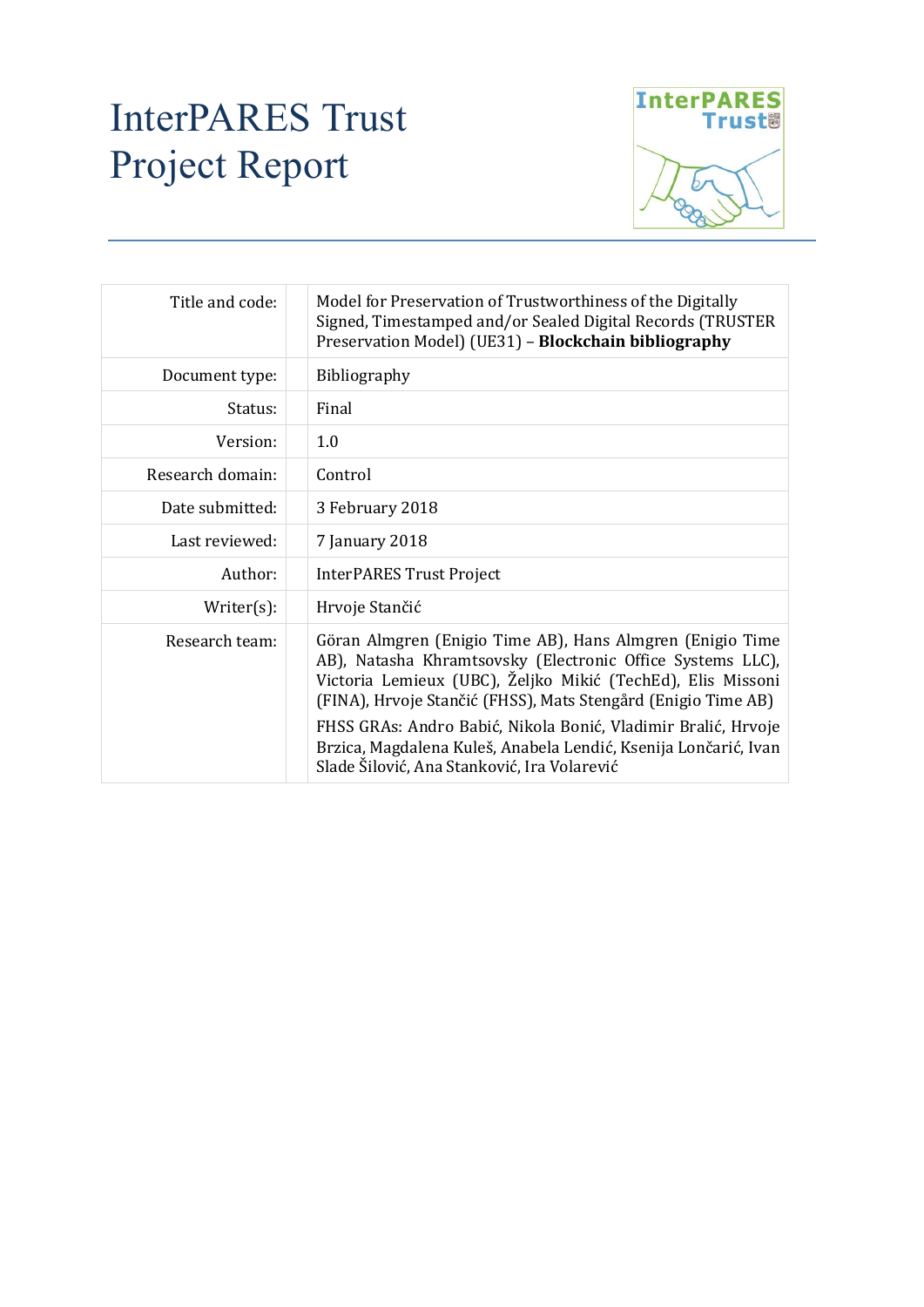# InterPARES Trust Project Report

| | |
|---|---|
| Title and code: | Model for Preservation of Trustworthiness of the Digitally Signed, Timestamped and/or Sealed Digital Records (TRUSTER Preservation Model) (UE31) – **Blockchain bibliography** |
| Document type: | Bibliography |
| Status: | Final |
| Version: | 1.0 |
| Research domain: | Control |
| Date submitted: | 3 February 2018 |
| Last reviewed: | 7 January 2018 |
| Author: | InterPARES Trust Project |
| Writer(s): | Hrvoje Stančić |
| Research team: | Göran Almgren (Enigio Time AB), Hans Almgren (Enigio Time AB), Natasha Khramtsovsky (Electronic Office Systems LLC), Victoria Lemieux (UBC), Željko Mikić (TechEd), Elis Missoni (FINA), Hrvoje Stančić (FHSS), Mats Stengård (Enigio Time AB)<br>FHSS GRAs: Andro Babić, Nikola Bonić, Vladimir Bralić, Hrvoje Brzica, Magdalena Kuleš, Anabela Lendić, Ksenija Lončarić, Ivan Slade Šilović, Ana Stanković, Ira Volarević |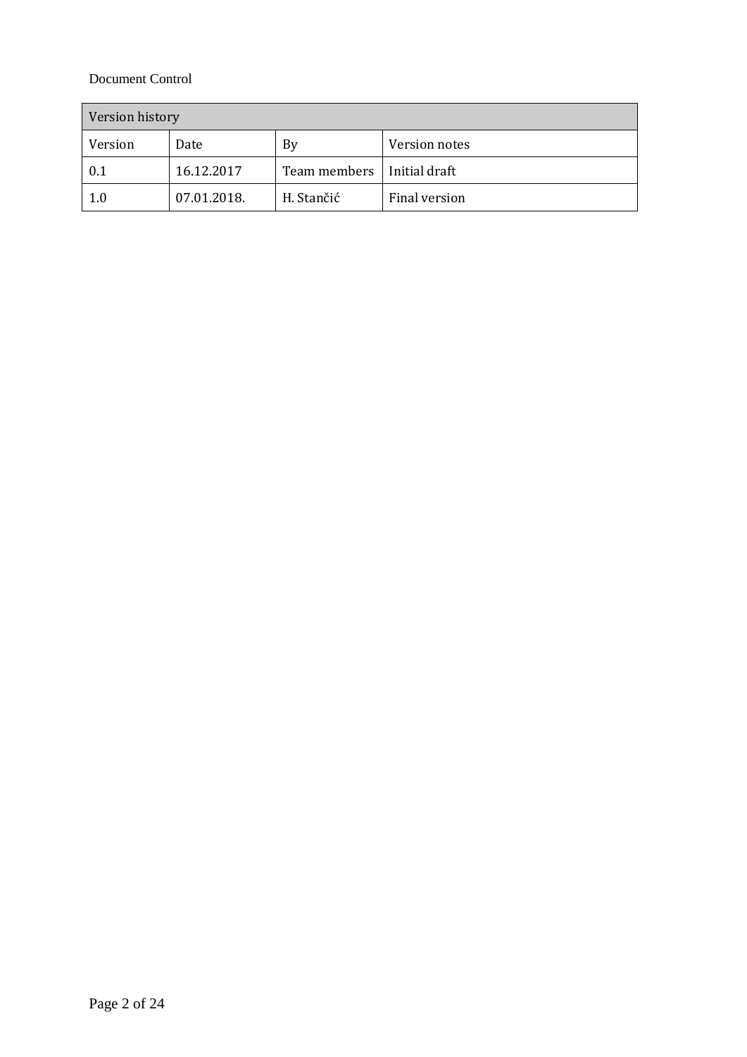Document Control

| Version history | | | |
|---|---|---|---|
| Version | Date | By | Version notes |
| 0.1 | 16.12.2017 | Team members | Initial draft |
| 1.0 | 07.01.2018. | H. Stančić | Final version |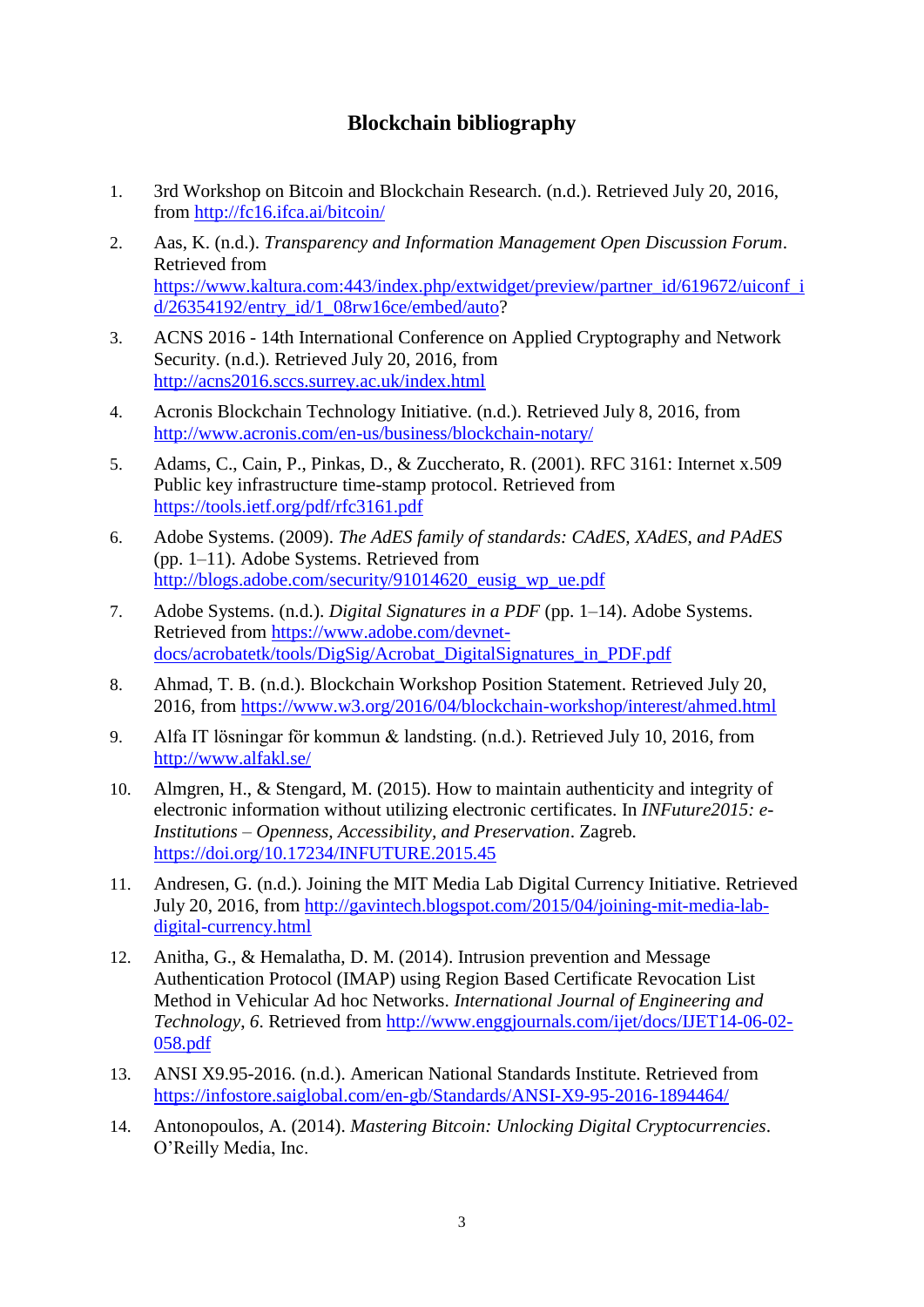# Blockchain bibliography

1. 3rd Workshop on Bitcoin and Blockchain Research. (n.d.). Retrieved July 20, 2016, from http://fc16.ifca.ai/bitcoin/

2. Aas, K. (n.d.). *Transparency and Information Management Open Discussion Forum*. Retrieved from https://www.kaltura.com:443/index.php/extwidget/preview/partner_id/619672/uiconf_id/26354192/entry_id/1_08rw16ce/embed/auto?

3. ACNS 2016 - 14th International Conference on Applied Cryptography and Network Security. (n.d.). Retrieved July 20, 2016, from http://acns2016.sccs.surrey.ac.uk/index.html

4. Acronis Blockchain Technology Initiative. (n.d.). Retrieved July 8, 2016, from http://www.acronis.com/en-us/business/blockchain-notary/

5. Adams, C., Cain, P., Pinkas, D., & Zuccherato, R. (2001). RFC 3161: Internet x.509 Public key infrastructure time-stamp protocol. Retrieved from https://tools.ietf.org/pdf/rfc3161.pdf

6. Adobe Systems. (2009). *The AdES family of standards: CAdES, XAdES, and PAdES* (pp. 1–11). Adobe Systems. Retrieved from http://blogs.adobe.com/security/91014620_eusig_wp_ue.pdf

7. Adobe Systems. (n.d.). *Digital Signatures in a PDF* (pp. 1–14). Adobe Systems. Retrieved from https://www.adobe.com/devnet-docs/acrobatetk/tools/DigSig/Acrobat_DigitalSignatures_in_PDF.pdf

8. Ahmad, T. B. (n.d.). Blockchain Workshop Position Statement. Retrieved July 20, 2016, from https://www.w3.org/2016/04/blockchain-workshop/interest/ahmed.html

9. Alfa IT lösningar för kommun & landsting. (n.d.). Retrieved July 10, 2016, from http://www.alfakl.se/

10. Almgren, H., & Stengard, M. (2015). How to maintain authenticity and integrity of electronic information without utilizing electronic certificates. In *INFuture2015: e-Institutions – Openness, Accessibility, and Preservation*. Zagreb. https://doi.org/10.17234/INFUTURE.2015.45

11. Andresen, G. (n.d.). Joining the MIT Media Lab Digital Currency Initiative. Retrieved July 20, 2016, from http://gavintech.blogspot.com/2015/04/joining-mit-media-lab-digital-currency.html

12. Anitha, G., & Hemalatha, D. M. (2014). Intrusion prevention and Message Authentication Protocol (IMAP) using Region Based Certificate Revocation List Method in Vehicular Ad hoc Networks. *International Journal of Engineering and Technology*, *6*. Retrieved from http://www.enggjournals.com/ijet/docs/IJET14-06-02-058.pdf

13. ANSI X9.95-2016. (n.d.). American National Standards Institute. Retrieved from https://infostore.saiglobal.com/en-gb/Standards/ANSI-X9-95-2016-1894464/

14. Antonopoulos, A. (2014). *Mastering Bitcoin: Unlocking Digital Cryptocurrencies*. O'Reilly Media, Inc.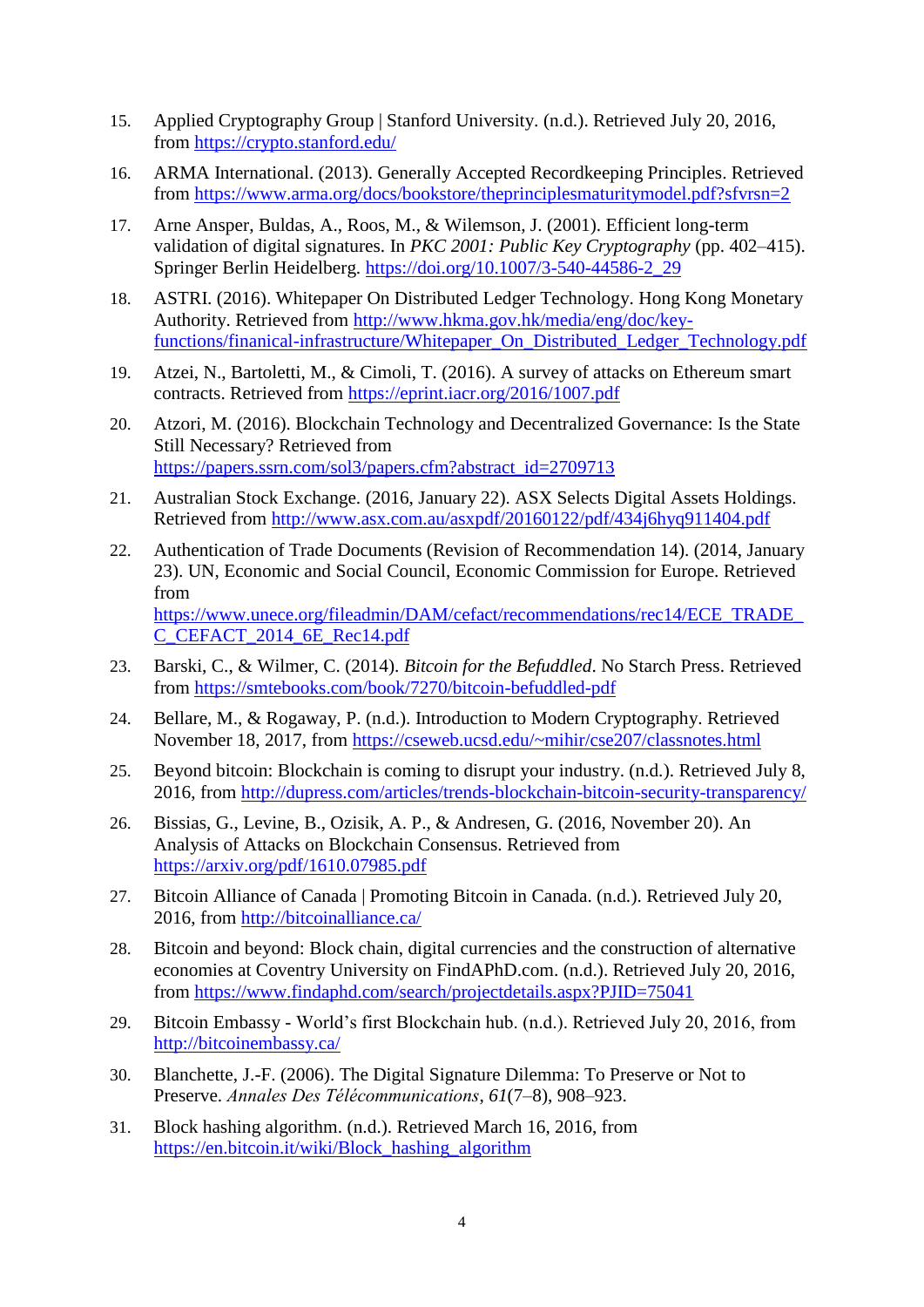15. Applied Cryptography Group | Stanford University. (n.d.). Retrieved July 20, 2016, from https://crypto.stanford.edu/

16. ARMA International. (2013). Generally Accepted Recordkeeping Principles. Retrieved from https://www.arma.org/docs/bookstore/theprinciplesmaturitymodel.pdf?sfvrsn=2

17. Arne Ansper, Buldas, A., Roos, M., & Wilemson, J. (2001). Efficient long-term validation of digital signatures. In *PKC 2001: Public Key Cryptography* (pp. 402–415). Springer Berlin Heidelberg. https://doi.org/10.1007/3-540-44586-2_29

18. ASTRI. (2016). Whitepaper On Distributed Ledger Technology. Hong Kong Monetary Authority. Retrieved from http://www.hkma.gov.hk/media/eng/doc/key-functions/finanical-infrastructure/Whitepaper_On_Distributed_Ledger_Technology.pdf

19. Atzei, N., Bartoletti, M., & Cimoli, T. (2016). A survey of attacks on Ethereum smart contracts. Retrieved from https://eprint.iacr.org/2016/1007.pdf

20. Atzori, M. (2016). Blockchain Technology and Decentralized Governance: Is the State Still Necessary? Retrieved from https://papers.ssrn.com/sol3/papers.cfm?abstract_id=2709713

21. Australian Stock Exchange. (2016, January 22). ASX Selects Digital Assets Holdings. Retrieved from http://www.asx.com.au/asxpdf/20160122/pdf/434j6hyq911404.pdf

22. Authentication of Trade Documents (Revision of Recommendation 14). (2014, January 23). UN, Economic and Social Council, Economic Commission for Europe. Retrieved from https://www.unece.org/fileadmin/DAM/cefact/recommendations/rec14/ECE_TRADE_C_CEFACT_2014_6E_Rec14.pdf

23. Barski, C., & Wilmer, C. (2014). *Bitcoin for the Befuddled*. No Starch Press. Retrieved from https://smtebooks.com/book/7270/bitcoin-befuddled-pdf

24. Bellare, M., & Rogaway, P. (n.d.). Introduction to Modern Cryptography. Retrieved November 18, 2017, from https://cseweb.ucsd.edu/~mihir/cse207/classnotes.html

25. Beyond bitcoin: Blockchain is coming to disrupt your industry. (n.d.). Retrieved July 8, 2016, from http://dupress.com/articles/trends-blockchain-bitcoin-security-transparency/

26. Bissias, G., Levine, B., Ozisik, A. P., & Andresen, G. (2016, November 20). An Analysis of Attacks on Blockchain Consensus. Retrieved from https://arxiv.org/pdf/1610.07985.pdf

27. Bitcoin Alliance of Canada | Promoting Bitcoin in Canada. (n.d.). Retrieved July 20, 2016, from http://bitcoinalliance.ca/

28. Bitcoin and beyond: Block chain, digital currencies and the construction of alternative economies at Coventry University on FindAPhD.com. (n.d.). Retrieved July 20, 2016, from https://www.findaphd.com/search/projectdetails.aspx?PJID=75041

29. Bitcoin Embassy - World's first Blockchain hub. (n.d.). Retrieved July 20, 2016, from http://bitcoinembassy.ca/

30. Blanchette, J.-F. (2006). The Digital Signature Dilemma: To Preserve or Not to Preserve. *Annales Des Télécommunications*, *61*(7–8), 908–923.

31. Block hashing algorithm. (n.d.). Retrieved March 16, 2016, from https://en.bitcoin.it/wiki/Block_hashing_algorithm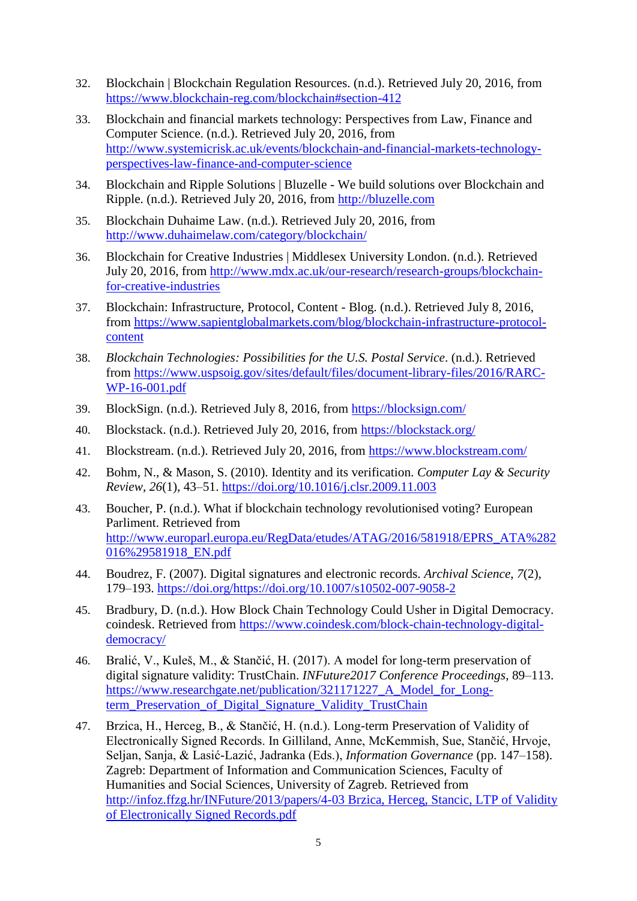32. Blockchain | Blockchain Regulation Resources. (n.d.). Retrieved July 20, 2016, from https://www.blockchain-reg.com/blockchain#section-412

33. Blockchain and financial markets technology: Perspectives from Law, Finance and Computer Science. (n.d.). Retrieved July 20, 2016, from http://www.systemicrisk.ac.uk/events/blockchain-and-financial-markets-technology-perspectives-law-finance-and-computer-science

34. Blockchain and Ripple Solutions | Bluzelle - We build solutions over Blockchain and Ripple. (n.d.). Retrieved July 20, 2016, from http://bluzelle.com

35. Blockchain Duhaime Law. (n.d.). Retrieved July 20, 2016, from http://www.duhaimelaw.com/category/blockchain/

36. Blockchain for Creative Industries | Middlesex University London. (n.d.). Retrieved July 20, 2016, from http://www.mdx.ac.uk/our-research/research-groups/blockchain-for-creative-industries

37. Blockchain: Infrastructure, Protocol, Content - Blog. (n.d.). Retrieved July 8, 2016, from https://www.sapientglobalmarkets.com/blog/blockchain-infrastructure-protocol-content

38. *Blockchain Technologies: Possibilities for the U.S. Postal Service*. (n.d.). Retrieved from https://www.uspsoig.gov/sites/default/files/document-library-files/2016/RARC-WP-16-001.pdf

39. BlockSign. (n.d.). Retrieved July 8, 2016, from https://blocksign.com/

40. Blockstack. (n.d.). Retrieved July 20, 2016, from https://blockstack.org/

41. Blockstream. (n.d.). Retrieved July 20, 2016, from https://www.blockstream.com/

42. Bohm, N., & Mason, S. (2010). Identity and its verification. *Computer Lay & Security Review*, *26*(1), 43–51. https://doi.org/10.1016/j.clsr.2009.11.003

43. Boucher, P. (n.d.). What if blockchain technology revolutionised voting? European Parliment. Retrieved from http://www.europarl.europa.eu/RegData/etudes/ATAG/2016/581918/EPRS_ATA%282016%29581918_EN.pdf

44. Boudrez, F. (2007). Digital signatures and electronic records. *Archival Science*, *7*(2), 179–193. https://doi.org/https://doi.org/10.1007/s10502-007-9058-2

45. Bradbury, D. (n.d.). How Block Chain Technology Could Usher in Digital Democracy. coindesk. Retrieved from https://www.coindesk.com/block-chain-technology-digital-democracy/

46. Bralić, V., Kuleš, M., & Stančić, H. (2017). A model for long-term preservation of digital signature validity: TrustChain. *INFuture2017 Conference Proceedings*, 89–113. https://www.researchgate.net/publication/321171227_A_Model_for_Long-term_Preservation_of_Digital_Signature_Validity_TrustChain

47. Brzica, H., Herceg, B., & Stančić, H. (n.d.). Long-term Preservation of Validity of Electronically Signed Records. In Gilliland, Anne, McKemmish, Sue, Stančić, Hrvoje, Seljan, Sanja, & Lasić-Lazić, Jadranka (Eds.), *Information Governance* (pp. 147–158). Zagreb: Department of Information and Communication Sciences, Faculty of Humanities and Social Sciences, University of Zagreb. Retrieved from http://infoz.ffzg.hr/INFuture/2013/papers/4-03 Brzica, Herceg, Stancic, LTP of Validity of Electronically Signed Records.pdf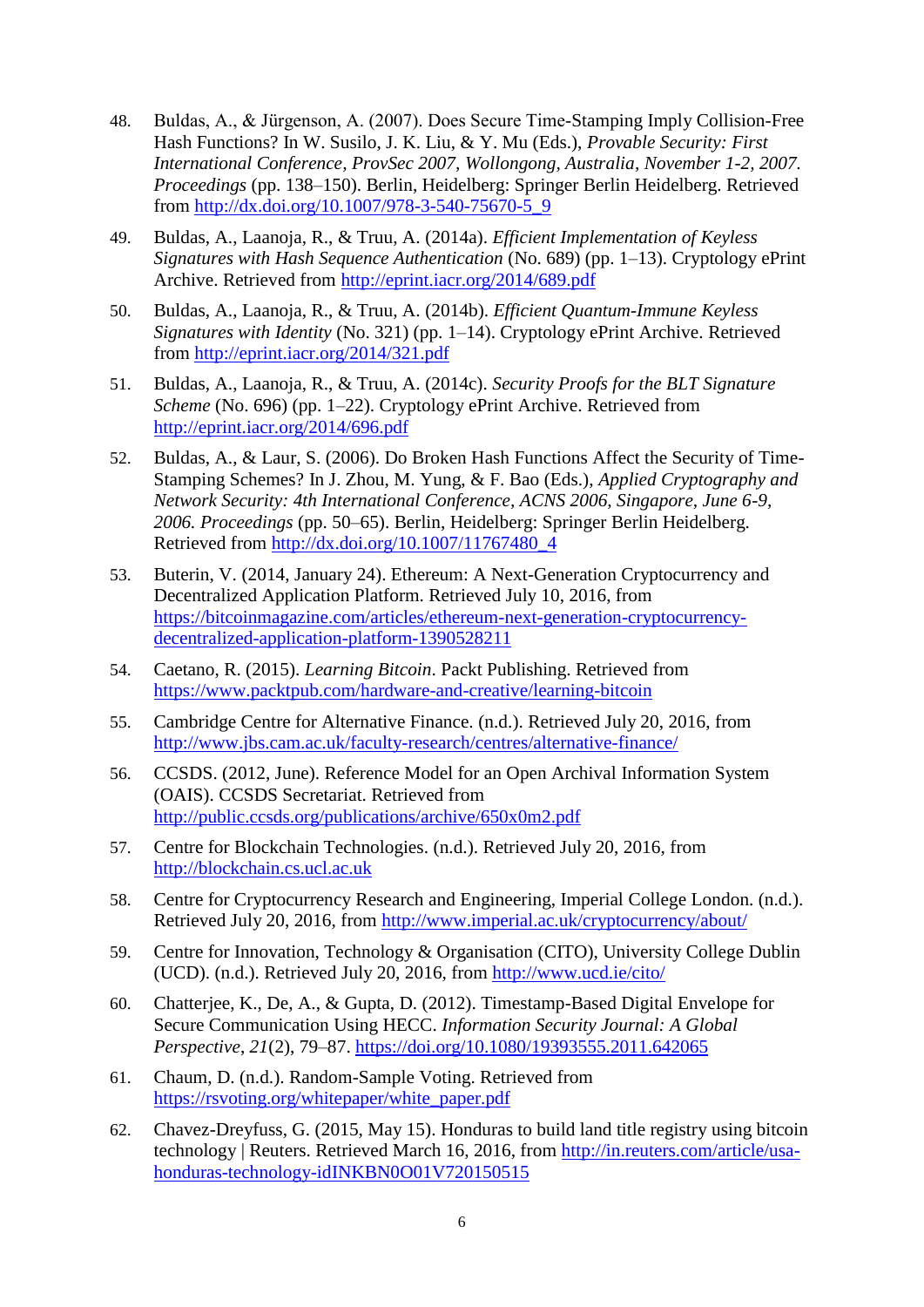48. Buldas, A., & Jürgenson, A. (2007). Does Secure Time-Stamping Imply Collision-Free Hash Functions? In W. Susilo, J. K. Liu, & Y. Mu (Eds.), *Provable Security: First International Conference, ProvSec 2007, Wollongong, Australia, November 1-2, 2007. Proceedings* (pp. 138–150). Berlin, Heidelberg: Springer Berlin Heidelberg. Retrieved from http://dx.doi.org/10.1007/978-3-540-75670-5_9

49. Buldas, A., Laanoja, R., & Truu, A. (2014a). *Efficient Implementation of Keyless Signatures with Hash Sequence Authentication* (No. 689) (pp. 1–13). Cryptology ePrint Archive. Retrieved from http://eprint.iacr.org/2014/689.pdf

50. Buldas, A., Laanoja, R., & Truu, A. (2014b). *Efficient Quantum-Immune Keyless Signatures with Identity* (No. 321) (pp. 1–14). Cryptology ePrint Archive. Retrieved from http://eprint.iacr.org/2014/321.pdf

51. Buldas, A., Laanoja, R., & Truu, A. (2014c). *Security Proofs for the BLT Signature Scheme* (No. 696) (pp. 1–22). Cryptology ePrint Archive. Retrieved from http://eprint.iacr.org/2014/696.pdf

52. Buldas, A., & Laur, S. (2006). Do Broken Hash Functions Affect the Security of Time-Stamping Schemes? In J. Zhou, M. Yung, & F. Bao (Eds.), *Applied Cryptography and Network Security: 4th International Conference, ACNS 2006, Singapore, June 6-9, 2006. Proceedings* (pp. 50–65). Berlin, Heidelberg: Springer Berlin Heidelberg. Retrieved from http://dx.doi.org/10.1007/11767480_4

53. Buterin, V. (2014, January 24). Ethereum: A Next-Generation Cryptocurrency and Decentralized Application Platform. Retrieved July 10, 2016, from https://bitcoinmagazine.com/articles/ethereum-next-generation-cryptocurrency-decentralized-application-platform-1390528211

54. Caetano, R. (2015). *Learning Bitcoin*. Packt Publishing. Retrieved from https://www.packtpub.com/hardware-and-creative/learning-bitcoin

55. Cambridge Centre for Alternative Finance. (n.d.). Retrieved July 20, 2016, from http://www.jbs.cam.ac.uk/faculty-research/centres/alternative-finance/

56. CCSDS. (2012, June). Reference Model for an Open Archival Information System (OAIS). CCSDS Secretariat. Retrieved from http://public.ccsds.org/publications/archive/650x0m2.pdf

57. Centre for Blockchain Technologies. (n.d.). Retrieved July 20, 2016, from http://blockchain.cs.ucl.ac.uk

58. Centre for Cryptocurrency Research and Engineering, Imperial College London. (n.d.). Retrieved July 20, 2016, from http://www.imperial.ac.uk/cryptocurrency/about/

59. Centre for Innovation, Technology & Organisation (CITO), University College Dublin (UCD). (n.d.). Retrieved July 20, 2016, from http://www.ucd.ie/cito/

60. Chatterjee, K., De, A., & Gupta, D. (2012). Timestamp-Based Digital Envelope for Secure Communication Using HECC. *Information Security Journal: A Global Perspective*, *21*(2), 79–87. https://doi.org/10.1080/19393555.2011.642065

61. Chaum, D. (n.d.). Random-Sample Voting. Retrieved from https://rsvoting.org/whitepaper/white_paper.pdf

62. Chavez-Dreyfuss, G. (2015, May 15). Honduras to build land title registry using bitcoin technology | Reuters. Retrieved March 16, 2016, from http://in.reuters.com/article/usa-honduras-technology-idINKBN0O01V720150515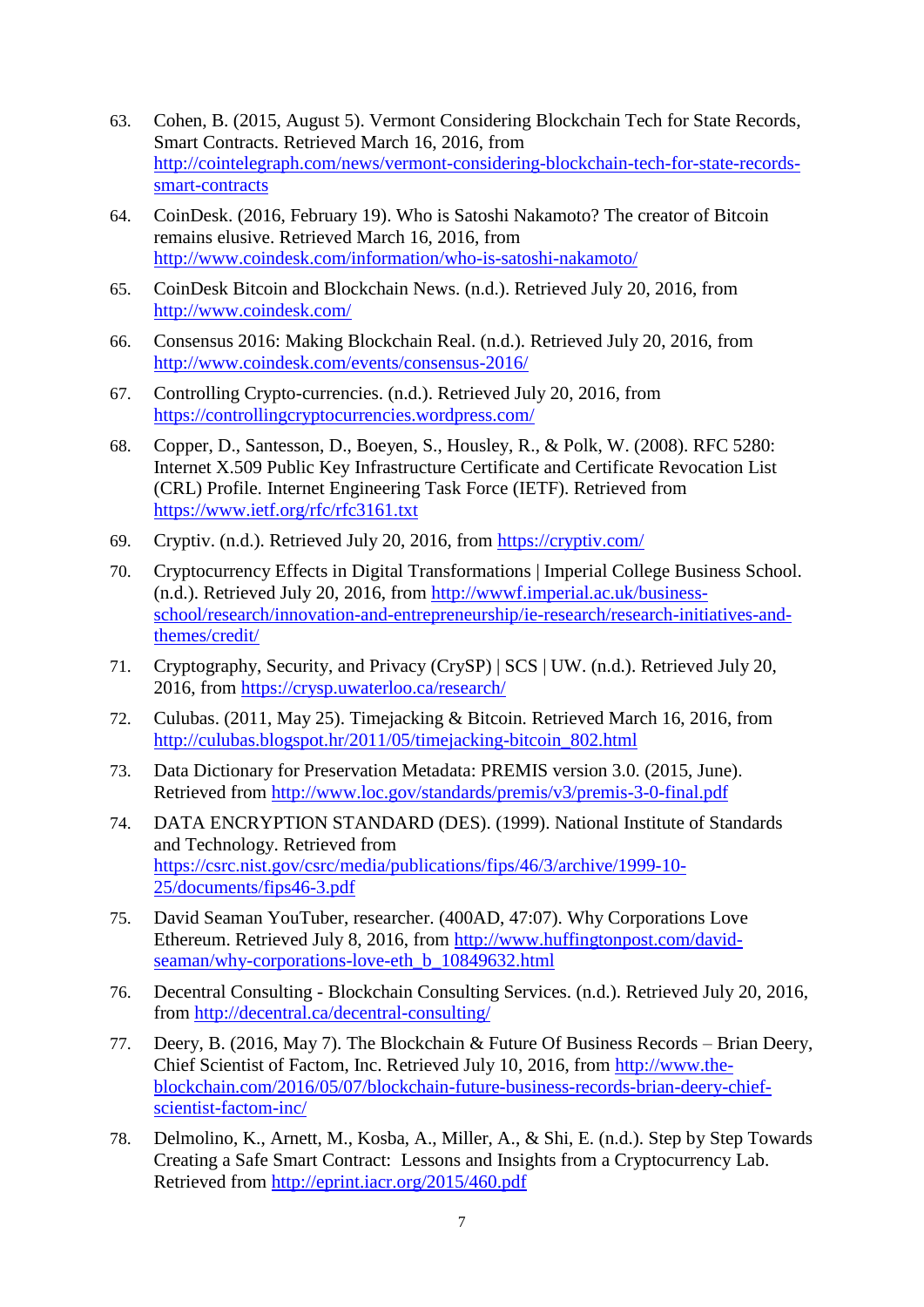63. Cohen, B. (2015, August 5). Vermont Considering Blockchain Tech for State Records, Smart Contracts. Retrieved March 16, 2016, from http://cointelegraph.com/news/vermont-considering-blockchain-tech-for-state-records-smart-contracts

64. CoinDesk. (2016, February 19). Who is Satoshi Nakamoto? The creator of Bitcoin remains elusive. Retrieved March 16, 2016, from http://www.coindesk.com/information/who-is-satoshi-nakamoto/

65. CoinDesk Bitcoin and Blockchain News. (n.d.). Retrieved July 20, 2016, from http://www.coindesk.com/

66. Consensus 2016: Making Blockchain Real. (n.d.). Retrieved July 20, 2016, from http://www.coindesk.com/events/consensus-2016/

67. Controlling Crypto-currencies. (n.d.). Retrieved July 20, 2016, from https://controllingcryptocurrencies.wordpress.com/

68. Copper, D., Santesson, D., Boeyen, S., Housley, R., & Polk, W. (2008). RFC 5280: Internet X.509 Public Key Infrastructure Certificate and Certificate Revocation List (CRL) Profile. Internet Engineering Task Force (IETF). Retrieved from https://www.ietf.org/rfc/rfc3161.txt

69. Cryptiv. (n.d.). Retrieved July 20, 2016, from https://cryptiv.com/

70. Cryptocurrency Effects in Digital Transformations | Imperial College Business School. (n.d.). Retrieved July 20, 2016, from http://wwwf.imperial.ac.uk/business-school/research/innovation-and-entrepreneurship/ie-research/research-initiatives-and-themes/credit/

71. Cryptography, Security, and Privacy (CrySP) | SCS | UW. (n.d.). Retrieved July 20, 2016, from https://crysp.uwaterloo.ca/research/

72. Culubas. (2011, May 25). Timejacking & Bitcoin. Retrieved March 16, 2016, from http://culubas.blogspot.hr/2011/05/timejacking-bitcoin_802.html

73. Data Dictionary for Preservation Metadata: PREMIS version 3.0. (2015, June). Retrieved from http://www.loc.gov/standards/premis/v3/premis-3-0-final.pdf

74. DATA ENCRYPTION STANDARD (DES). (1999). National Institute of Standards and Technology. Retrieved from https://csrc.nist.gov/csrc/media/publications/fips/46/3/archive/1999-10-25/documents/fips46-3.pdf

75. David Seaman YouTuber, researcher. (400AD, 47:07). Why Corporations Love Ethereum. Retrieved July 8, 2016, from http://www.huffingtonpost.com/david-seaman/why-corporations-love-eth_b_10849632.html

76. Decentral Consulting - Blockchain Consulting Services. (n.d.). Retrieved July 20, 2016, from http://decentral.ca/decentral-consulting/

77. Deery, B. (2016, May 7). The Blockchain & Future Of Business Records – Brian Deery, Chief Scientist of Factom, Inc. Retrieved July 10, 2016, from http://www.the-blockchain.com/2016/05/07/blockchain-future-business-records-brian-deery-chief-scientist-factom-inc/

78. Delmolino, K., Arnett, M., Kosba, A., Miller, A., & Shi, E. (n.d.). Step by Step Towards Creating a Safe Smart Contract: Lessons and Insights from a Cryptocurrency Lab. Retrieved from http://eprint.iacr.org/2015/460.pdf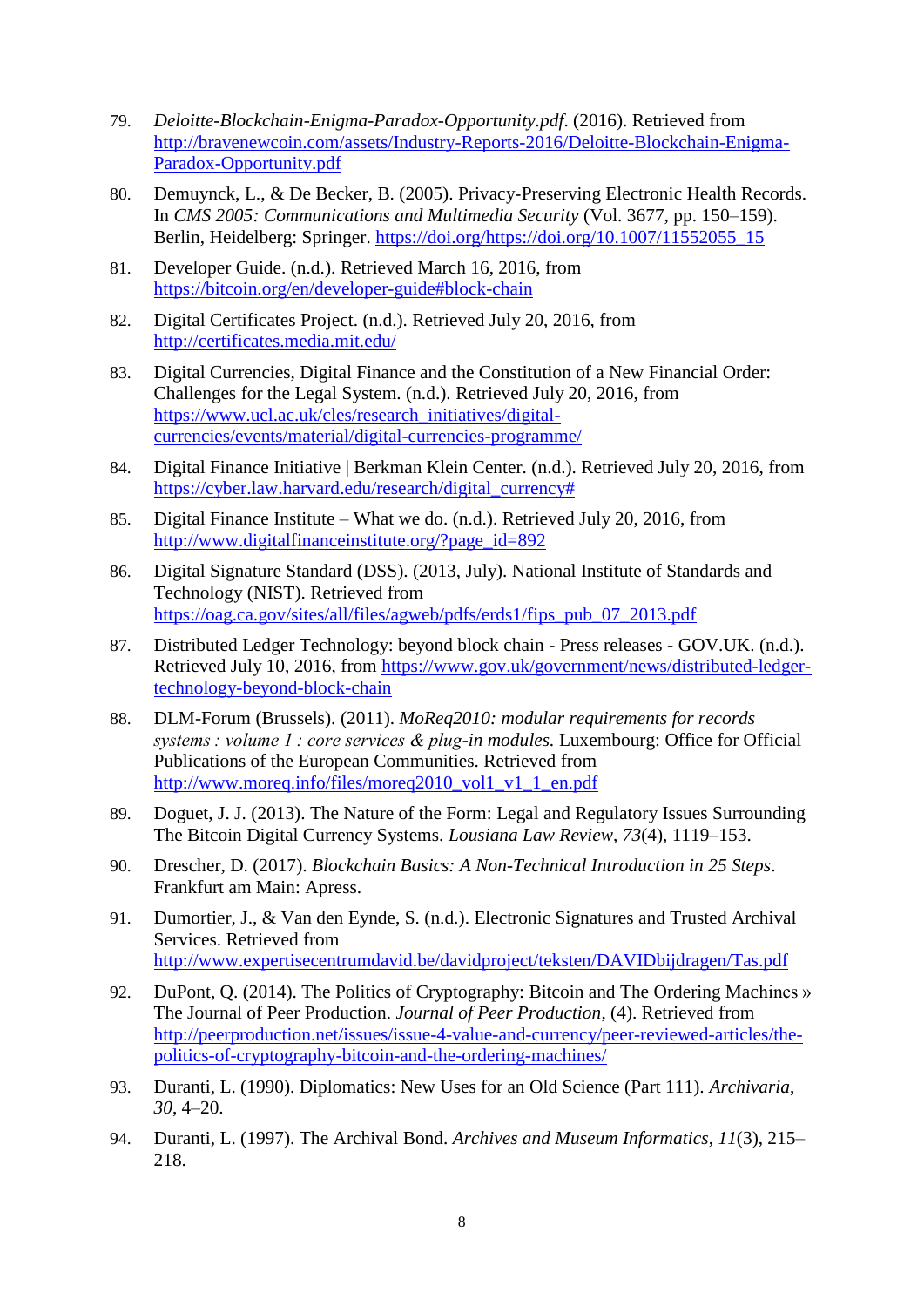79. *Deloitte-Blockchain-Enigma-Paradox-Opportunity.pdf*. (2016). Retrieved from http://bravenewcoin.com/assets/Industry-Reports-2016/Deloitte-Blockchain-Enigma-Paradox-Opportunity.pdf

80. Demuynck, L., & De Becker, B. (2005). Privacy-Preserving Electronic Health Records. In *CMS 2005: Communications and Multimedia Security* (Vol. 3677, pp. 150–159). Berlin, Heidelberg: Springer. https://doi.org/https://doi.org/10.1007/11552055_15

81. Developer Guide. (n.d.). Retrieved March 16, 2016, from https://bitcoin.org/en/developer-guide#block-chain

82. Digital Certificates Project. (n.d.). Retrieved July 20, 2016, from http://certificates.media.mit.edu/

83. Digital Currencies, Digital Finance and the Constitution of a New Financial Order: Challenges for the Legal System. (n.d.). Retrieved July 20, 2016, from https://www.ucl.ac.uk/cles/research_initiatives/digital-currencies/events/material/digital-currencies-programme/

84. Digital Finance Initiative | Berkman Klein Center. (n.d.). Retrieved July 20, 2016, from https://cyber.law.harvard.edu/research/digital_currency#

85. Digital Finance Institute – What we do. (n.d.). Retrieved July 20, 2016, from http://www.digitalfinanceinstitute.org/?page_id=892

86. Digital Signature Standard (DSS). (2013, July). National Institute of Standards and Technology (NIST). Retrieved from https://oag.ca.gov/sites/all/files/agweb/pdfs/erds1/fips_pub_07_2013.pdf

87. Distributed Ledger Technology: beyond block chain - Press releases - GOV.UK. (n.d.). Retrieved July 10, 2016, from https://www.gov.uk/government/news/distributed-ledger-technology-beyond-block-chain

88. DLM-Forum (Brussels). (2011). *MoReq2010: modular requirements for records systems : volume 1 : core services & plug-in modules*. Luxembourg: Office for Official Publications of the European Communities. Retrieved from http://www.moreq.info/files/moreq2010_vol1_v1_1_en.pdf

89. Doguet, J. J. (2013). The Nature of the Form: Legal and Regulatory Issues Surrounding The Bitcoin Digital Currency Systems. *Lousiana Law Review*, *73*(4), 1119–153.

90. Drescher, D. (2017). *Blockchain Basics: A Non-Technical Introduction in 25 Steps*. Frankfurt am Main: Apress.

91. Dumortier, J., & Van den Eynde, S. (n.d.). Electronic Signatures and Trusted Archival Services. Retrieved from http://www.expertisecentrumdavid.be/davidproject/teksten/DAVIDbijdragen/Tas.pdf

92. DuPont, Q. (2014). The Politics of Cryptography: Bitcoin and The Ordering Machines » The Journal of Peer Production. *Journal of Peer Production*, (4). Retrieved from http://peerproduction.net/issues/issue-4-value-and-currency/peer-reviewed-articles/the-politics-of-cryptography-bitcoin-and-the-ordering-machines/

93. Duranti, L. (1990). Diplomatics: New Uses for an Old Science (Part 111). *Archivaria*, *30*, 4–20.

94. Duranti, L. (1997). The Archival Bond. *Archives and Museum Informatics*, *11*(3), 215–218.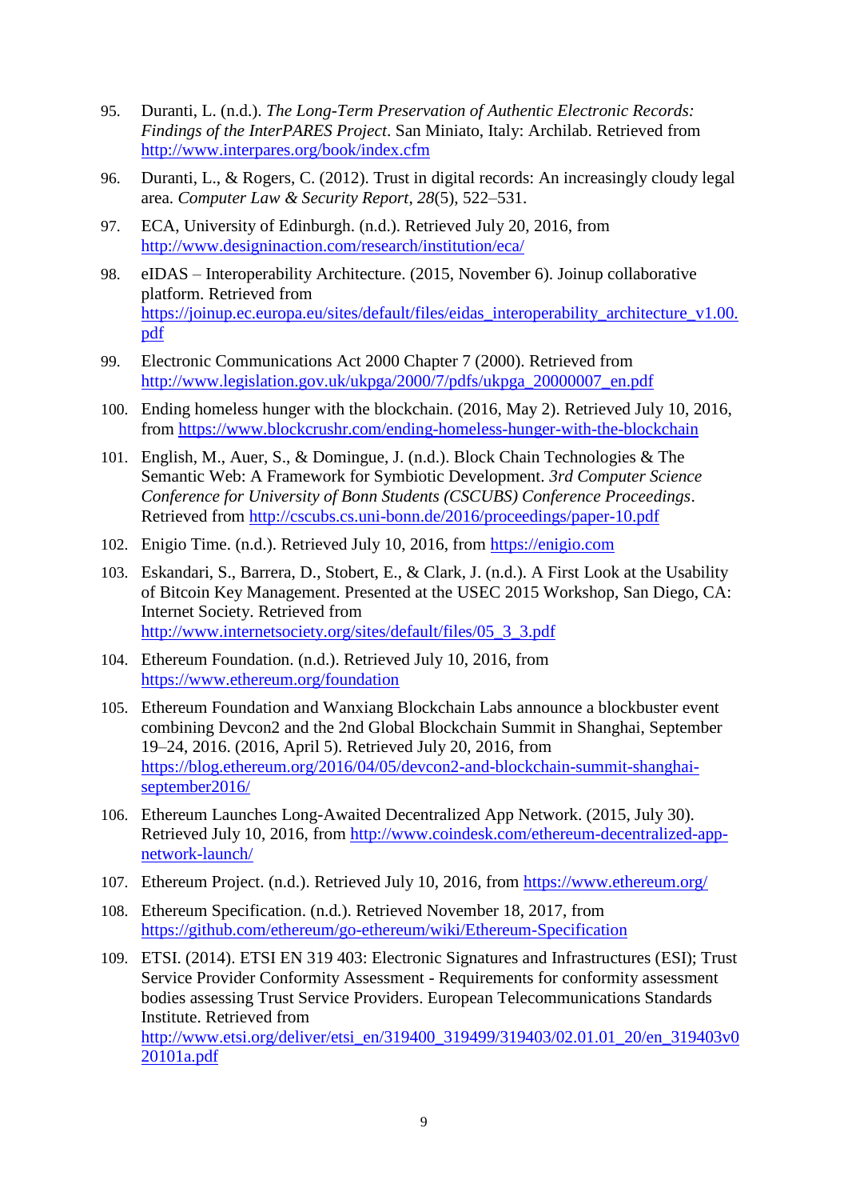95. Duranti, L. (n.d.). *The Long-Term Preservation of Authentic Electronic Records: Findings of the InterPARES Project*. San Miniato, Italy: Archilab. Retrieved from http://www.interpares.org/book/index.cfm

96. Duranti, L., & Rogers, C. (2012). Trust in digital records: An increasingly cloudy legal area. *Computer Law & Security Report*, *28*(5), 522–531.

97. ECA, University of Edinburgh. (n.d.). Retrieved July 20, 2016, from http://www.designinaction.com/research/institution/eca/

98. eIDAS – Interoperability Architecture. (2015, November 6). Joinup collaborative platform. Retrieved from https://joinup.ec.europa.eu/sites/default/files/eidas_interoperability_architecture_v1.00.pdf

99. Electronic Communications Act 2000 Chapter 7 (2000). Retrieved from http://www.legislation.gov.uk/ukpga/2000/7/pdfs/ukpga_20000007_en.pdf

100. Ending homeless hunger with the blockchain. (2016, May 2). Retrieved July 10, 2016, from https://www.blockcrushr.com/ending-homeless-hunger-with-the-blockchain

101. English, M., Auer, S., & Domingue, J. (n.d.). Block Chain Technologies & The Semantic Web: A Framework for Symbiotic Development. *3rd Computer Science Conference for University of Bonn Students (CSCUBS) Conference Proceedings*. Retrieved from http://cscubs.cs.uni-bonn.de/2016/proceedings/paper-10.pdf

102. Enigio Time. (n.d.). Retrieved July 10, 2016, from https://enigio.com

103. Eskandari, S., Barrera, D., Stobert, E., & Clark, J. (n.d.). A First Look at the Usability of Bitcoin Key Management. Presented at the USEC 2015 Workshop, San Diego, CA: Internet Society. Retrieved from http://www.internetsociety.org/sites/default/files/05_3_3.pdf

104. Ethereum Foundation. (n.d.). Retrieved July 10, 2016, from https://www.ethereum.org/foundation

105. Ethereum Foundation and Wanxiang Blockchain Labs announce a blockbuster event combining Devcon2 and the 2nd Global Blockchain Summit in Shanghai, September 19–24, 2016. (2016, April 5). Retrieved July 20, 2016, from https://blog.ethereum.org/2016/04/05/devcon2-and-blockchain-summit-shanghai-september2016/

106. Ethereum Launches Long-Awaited Decentralized App Network. (2015, July 30). Retrieved July 10, 2016, from http://www.coindesk.com/ethereum-decentralized-app-network-launch/

107. Ethereum Project. (n.d.). Retrieved July 10, 2016, from https://www.ethereum.org/

108. Ethereum Specification. (n.d.). Retrieved November 18, 2017, from https://github.com/ethereum/go-ethereum/wiki/Ethereum-Specification

109. ETSI. (2014). ETSI EN 319 403: Electronic Signatures and Infrastructures (ESI); Trust Service Provider Conformity Assessment - Requirements for conformity assessment bodies assessing Trust Service Providers. European Telecommunications Standards Institute. Retrieved from http://www.etsi.org/deliver/etsi_en/319400_319499/319403/02.01.01_20/en_319403v020101a.pdf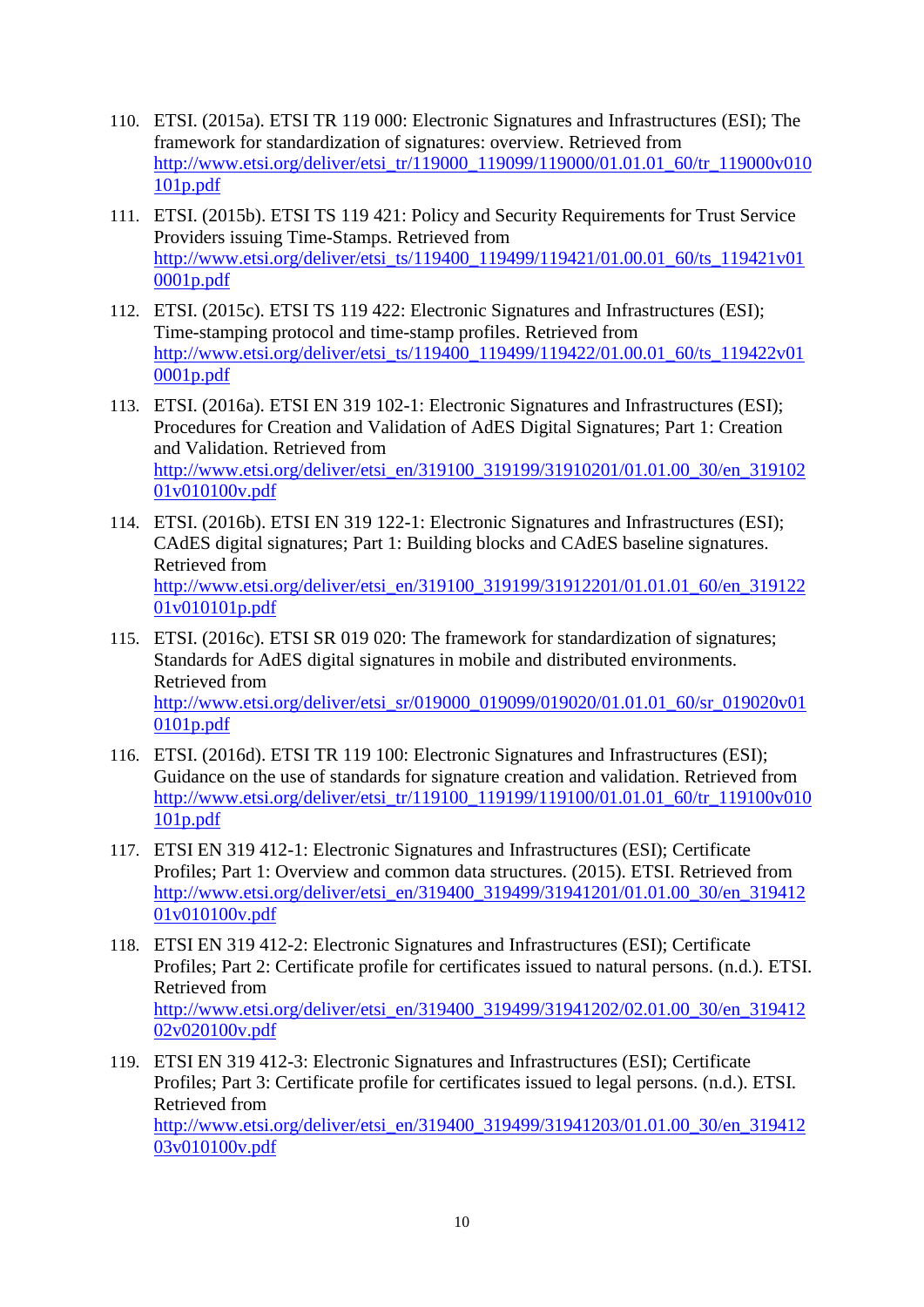110. ETSI. (2015a). ETSI TR 119 000: Electronic Signatures and Infrastructures (ESI); The framework for standardization of signatures: overview. Retrieved from http://www.etsi.org/deliver/etsi_tr/119000_119099/119000/01.01.01_60/tr_119000v010101p.pdf

111. ETSI. (2015b). ETSI TS 119 421: Policy and Security Requirements for Trust Service Providers issuing Time-Stamps. Retrieved from http://www.etsi.org/deliver/etsi_ts/119400_119499/119421/01.00.01_60/ts_119421v010001p.pdf

112. ETSI. (2015c). ETSI TS 119 422: Electronic Signatures and Infrastructures (ESI); Time-stamping protocol and time-stamp profiles. Retrieved from http://www.etsi.org/deliver/etsi_ts/119400_119499/119422/01.00.01_60/ts_119422v010001p.pdf

113. ETSI. (2016a). ETSI EN 319 102-1: Electronic Signatures and Infrastructures (ESI); Procedures for Creation and Validation of AdES Digital Signatures; Part 1: Creation and Validation. Retrieved from http://www.etsi.org/deliver/etsi_en/319100_319199/31910201/01.01.00_30/en_31910201v010100v.pdf

114. ETSI. (2016b). ETSI EN 319 122-1: Electronic Signatures and Infrastructures (ESI); CAdES digital signatures; Part 1: Building blocks and CAdES baseline signatures. Retrieved from http://www.etsi.org/deliver/etsi_en/319100_319199/31912201/01.01.01_60/en_31912201v010101p.pdf

115. ETSI. (2016c). ETSI SR 019 020: The framework for standardization of signatures; Standards for AdES digital signatures in mobile and distributed environments. Retrieved from http://www.etsi.org/deliver/etsi_sr/019000_019099/019020/01.01.01_60/sr_019020v010101p.pdf

116. ETSI. (2016d). ETSI TR 119 100: Electronic Signatures and Infrastructures (ESI); Guidance on the use of standards for signature creation and validation. Retrieved from http://www.etsi.org/deliver/etsi_tr/119100_119199/119100/01.01.01_60/tr_119100v010101p.pdf

117. ETSI EN 319 412-1: Electronic Signatures and Infrastructures (ESI); Certificate Profiles; Part 1: Overview and common data structures. (2015). ETSI. Retrieved from http://www.etsi.org/deliver/etsi_en/319400_319499/31941201/01.01.00_30/en_31941201v010100v.pdf

118. ETSI EN 319 412-2: Electronic Signatures and Infrastructures (ESI); Certificate Profiles; Part 2: Certificate profile for certificates issued to natural persons. (n.d.). ETSI. Retrieved from http://www.etsi.org/deliver/etsi_en/319400_319499/31941202/02.01.00_30/en_31941202v020100v.pdf

119. ETSI EN 319 412-3: Electronic Signatures and Infrastructures (ESI); Certificate Profiles; Part 3: Certificate profile for certificates issued to legal persons. (n.d.). ETSI. Retrieved from http://www.etsi.org/deliver/etsi_en/319400_319499/31941203/01.01.00_30/en_31941203v010100v.pdf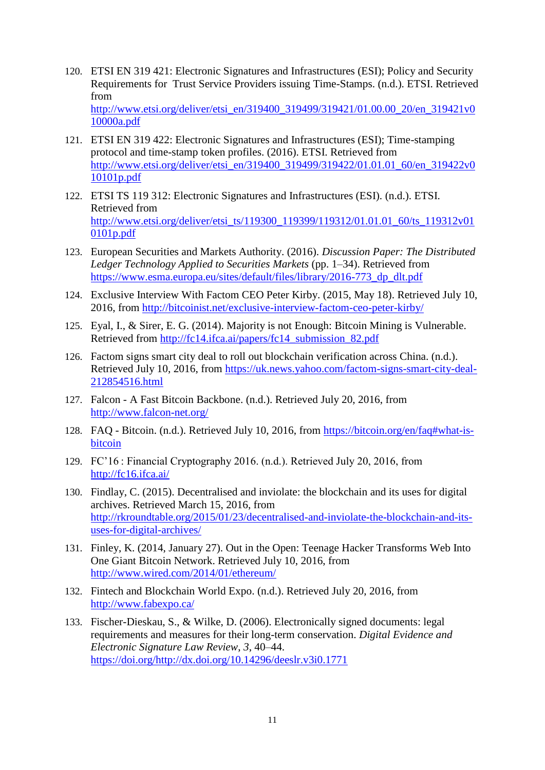120. ETSI EN 319 421: Electronic Signatures and Infrastructures (ESI); Policy and Security Requirements for Trust Service Providers issuing Time-Stamps. (n.d.). ETSI. Retrieved from http://www.etsi.org/deliver/etsi_en/319400_319499/319421/01.00.00_20/en_319421v010000a.pdf

121. ETSI EN 319 422: Electronic Signatures and Infrastructures (ESI); Time-stamping protocol and time-stamp token profiles. (2016). ETSI. Retrieved from http://www.etsi.org/deliver/etsi_en/319400_319499/319422/01.01.01_60/en_319422v010101p.pdf

122. ETSI TS 119 312: Electronic Signatures and Infrastructures (ESI). (n.d.). ETSI. Retrieved from http://www.etsi.org/deliver/etsi_ts/119300_119399/119312/01.01.01_60/ts_119312v010101p.pdf

123. European Securities and Markets Authority. (2016). *Discussion Paper: The Distributed Ledger Technology Applied to Securities Markets* (pp. 1–34). Retrieved from https://www.esma.europa.eu/sites/default/files/library/2016-773_dp_dlt.pdf

124. Exclusive Interview With Factom CEO Peter Kirby. (2015, May 18). Retrieved July 10, 2016, from http://bitcoinist.net/exclusive-interview-factom-ceo-peter-kirby/

125. Eyal, I., & Sirer, E. G. (2014). Majority is not Enough: Bitcoin Mining is Vulnerable. Retrieved from http://fc14.ifca.ai/papers/fc14_submission_82.pdf

126. Factom signs smart city deal to roll out blockchain verification across China. (n.d.). Retrieved July 10, 2016, from https://uk.news.yahoo.com/factom-signs-smart-city-deal-212854516.html

127. Falcon - A Fast Bitcoin Backbone. (n.d.). Retrieved July 20, 2016, from http://www.falcon-net.org/

128. FAQ - Bitcoin. (n.d.). Retrieved July 10, 2016, from https://bitcoin.org/en/faq#what-is-bitcoin

129. FC'16 : Financial Cryptography 2016. (n.d.). Retrieved July 20, 2016, from http://fc16.ifca.ai/

130. Findlay, C. (2015). Decentralised and inviolate: the blockchain and its uses for digital archives. Retrieved March 15, 2016, from http://rkroundtable.org/2015/01/23/decentralised-and-inviolate-the-blockchain-and-its-uses-for-digital-archives/

131. Finley, K. (2014, January 27). Out in the Open: Teenage Hacker Transforms Web Into One Giant Bitcoin Network. Retrieved July 10, 2016, from http://www.wired.com/2014/01/ethereum/

132. Fintech and Blockchain World Expo. (n.d.). Retrieved July 20, 2016, from http://www.fabexpo.ca/

133. Fischer-Dieskau, S., & Wilke, D. (2006). Electronically signed documents: legal requirements and measures for their long-term conservation. *Digital Evidence and Electronic Signature Law Review*, *3*, 40–44. https://doi.org/http://dx.doi.org/10.14296/deeslr.v3i0.1771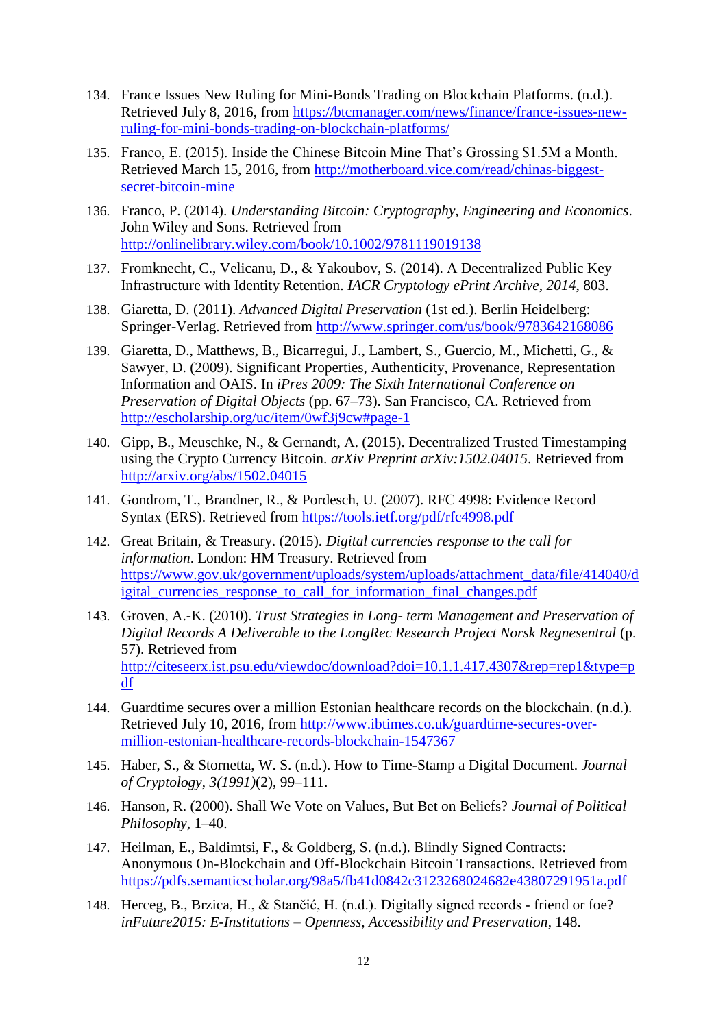134. France Issues New Ruling for Mini-Bonds Trading on Blockchain Platforms. (n.d.). Retrieved July 8, 2016, from https://btcmanager.com/news/finance/france-issues-new-ruling-for-mini-bonds-trading-on-blockchain-platforms/

135. Franco, E. (2015). Inside the Chinese Bitcoin Mine That's Grossing $1.5M a Month. Retrieved March 15, 2016, from http://motherboard.vice.com/read/chinas-biggest-secret-bitcoin-mine

136. Franco, P. (2014). *Understanding Bitcoin: Cryptography, Engineering and Economics*. John Wiley and Sons. Retrieved from http://onlinelibrary.wiley.com/book/10.1002/9781119019138

137. Fromknecht, C., Velicanu, D., & Yakoubov, S. (2014). A Decentralized Public Key Infrastructure with Identity Retention. *IACR Cryptology ePrint Archive*, *2014*, 803.

138. Giaretta, D. (2011). *Advanced Digital Preservation* (1st ed.). Berlin Heidelberg: Springer-Verlag. Retrieved from http://www.springer.com/us/book/9783642168086

139. Giaretta, D., Matthews, B., Bicarregui, J., Lambert, S., Guercio, M., Michetti, G., & Sawyer, D. (2009). Significant Properties, Authenticity, Provenance, Representation Information and OAIS. In *iPres 2009: The Sixth International Conference on Preservation of Digital Objects* (pp. 67–73). San Francisco, CA. Retrieved from http://escholarship.org/uc/item/0wf3j9cw#page-1

140. Gipp, B., Meuschke, N., & Gernandt, A. (2015). Decentralized Trusted Timestamping using the Crypto Currency Bitcoin. *arXiv Preprint arXiv:1502.04015*. Retrieved from http://arxiv.org/abs/1502.04015

141. Gondrom, T., Brandner, R., & Pordesch, U. (2007). RFC 4998: Evidence Record Syntax (ERS). Retrieved from https://tools.ietf.org/pdf/rfc4998.pdf

142. Great Britain, & Treasury. (2015). *Digital currencies response to the call for information*. London: HM Treasury. Retrieved from https://www.gov.uk/government/uploads/system/uploads/attachment_data/file/414040/digital_currencies_response_to_call_for_information_final_changes.pdf

143. Groven, A.-K. (2010). *Trust Strategies in Long- term Management and Preservation of Digital Records A Deliverable to the LongRec Research Project Norsk Regnesentral* (p. 57). Retrieved from http://citeseerx.ist.psu.edu/viewdoc/download?doi=10.1.1.417.4307&rep=rep1&type=pdf

144. Guardtime secures over a million Estonian healthcare records on the blockchain. (n.d.). Retrieved July 10, 2016, from http://www.ibtimes.co.uk/guardtime-secures-over-million-estonian-healthcare-records-blockchain-1547367

145. Haber, S., & Stornetta, W. S. (n.d.). How to Time-Stamp a Digital Document. *Journal of Cryptology*, *3(1991)*(2), 99–111.

146. Hanson, R. (2000). Shall We Vote on Values, But Bet on Beliefs? *Journal of Political Philosophy*, 1–40.

147. Heilman, E., Baldimtsi, F., & Goldberg, S. (n.d.). Blindly Signed Contracts: Anonymous On-Blockchain and Off-Blockchain Bitcoin Transactions. Retrieved from https://pdfs.semanticscholar.org/98a5/fb41d0842c3123268024682e43807291951a.pdf

148. Herceg, B., Brzica, H., & Stančić, H. (n.d.). Digitally signed records - friend or foe? *inFuture2015: E-Institutions – Openness, Accessibility and Preservation*, 148.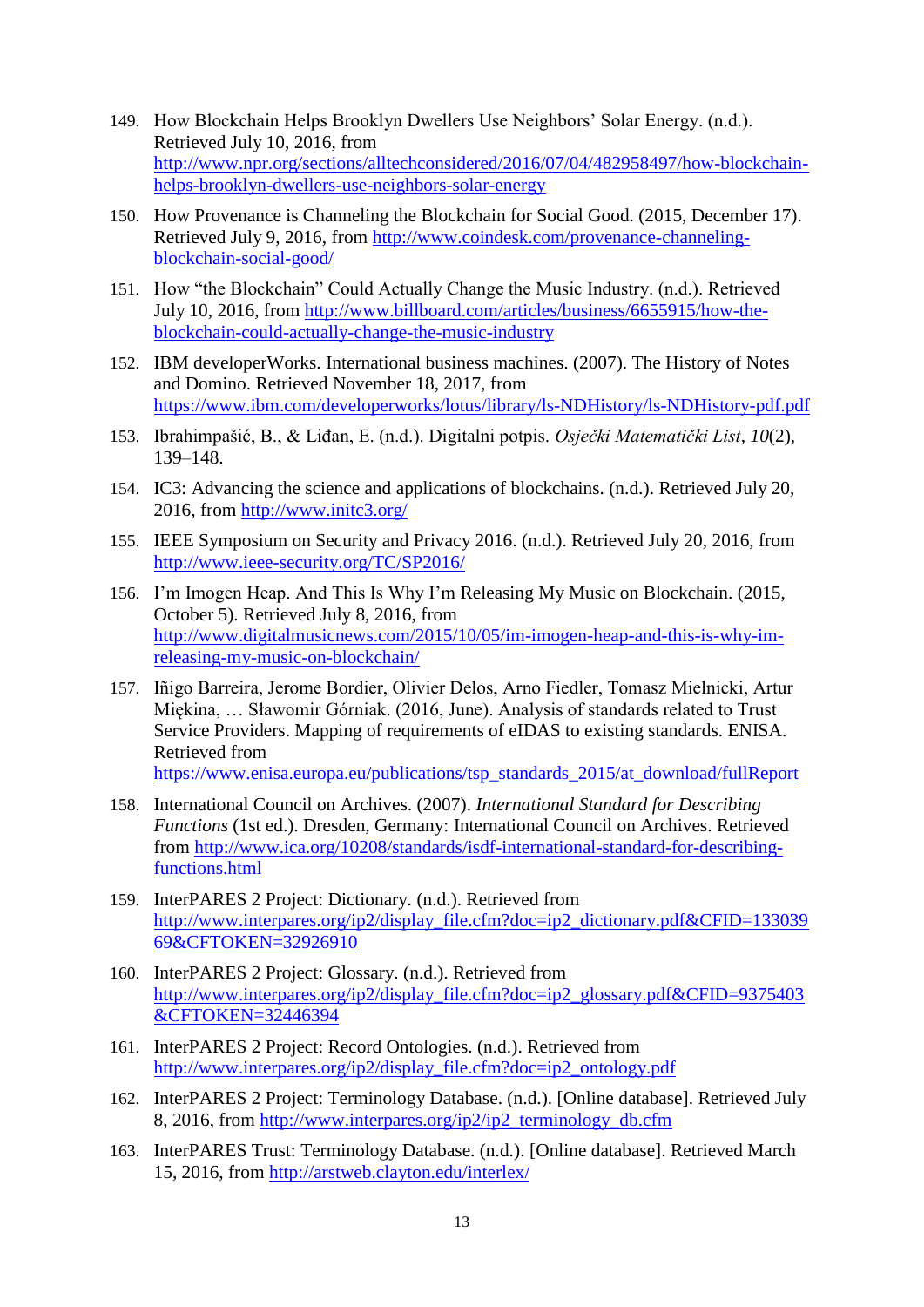149. How Blockchain Helps Brooklyn Dwellers Use Neighbors' Solar Energy. (n.d.). Retrieved July 10, 2016, from http://www.npr.org/sections/alltechconsidered/2016/07/04/482958497/how-blockchain-helps-brooklyn-dwellers-use-neighbors-solar-energy

150. How Provenance is Channeling the Blockchain for Social Good. (2015, December 17). Retrieved July 9, 2016, from http://www.coindesk.com/provenance-channeling-blockchain-social-good/

151. How "the Blockchain" Could Actually Change the Music Industry. (n.d.). Retrieved July 10, 2016, from http://www.billboard.com/articles/business/6655915/how-the-blockchain-could-actually-change-the-music-industry

152. IBM developerWorks. International business machines. (2007). The History of Notes and Domino. Retrieved November 18, 2017, from https://www.ibm.com/developerworks/lotus/library/ls-NDHistory/ls-NDHistory-pdf.pdf

153. Ibrahimpašić, B., & Liđan, E. (n.d.). Digitalni potpis. *Osječki Matematički List*, *10*(2), 139–148.

154. IC3: Advancing the science and applications of blockchains. (n.d.). Retrieved July 20, 2016, from http://www.initc3.org/

155. IEEE Symposium on Security and Privacy 2016. (n.d.). Retrieved July 20, 2016, from http://www.ieee-security.org/TC/SP2016/

156. I'm Imogen Heap. And This Is Why I'm Releasing My Music on Blockchain. (2015, October 5). Retrieved July 8, 2016, from http://www.digitalmusicnews.com/2015/10/05/im-imogen-heap-and-this-is-why-im-releasing-my-music-on-blockchain/

157. Iñigo Barreira, Jerome Bordier, Olivier Delos, Arno Fiedler, Tomasz Mielnicki, Artur Miękina, … Sławomir Górniak. (2016, June). Analysis of standards related to Trust Service Providers. Mapping of requirements of eIDAS to existing standards. ENISA. Retrieved from https://www.enisa.europa.eu/publications/tsp_standards_2015/at_download/fullReport

158. International Council on Archives. (2007). *International Standard for Describing Functions* (1st ed.). Dresden, Germany: International Council on Archives. Retrieved from http://www.ica.org/10208/standards/isdf-international-standard-for-describing-functions.html

159. InterPARES 2 Project: Dictionary. (n.d.). Retrieved from http://www.interpares.org/ip2/display_file.cfm?doc=ip2_dictionary.pdf&CFID=13303969&CFTOKEN=32926910

160. InterPARES 2 Project: Glossary. (n.d.). Retrieved from http://www.interpares.org/ip2/display_file.cfm?doc=ip2_glossary.pdf&CFID=9375403&CFTOKEN=32446394

161. InterPARES 2 Project: Record Ontologies. (n.d.). Retrieved from http://www.interpares.org/ip2/display_file.cfm?doc=ip2_ontology.pdf

162. InterPARES 2 Project: Terminology Database. (n.d.). [Online database]. Retrieved July 8, 2016, from http://www.interpares.org/ip2/ip2_terminology_db.cfm

163. InterPARES Trust: Terminology Database. (n.d.). [Online database]. Retrieved March 15, 2016, from http://arstweb.clayton.edu/interlex/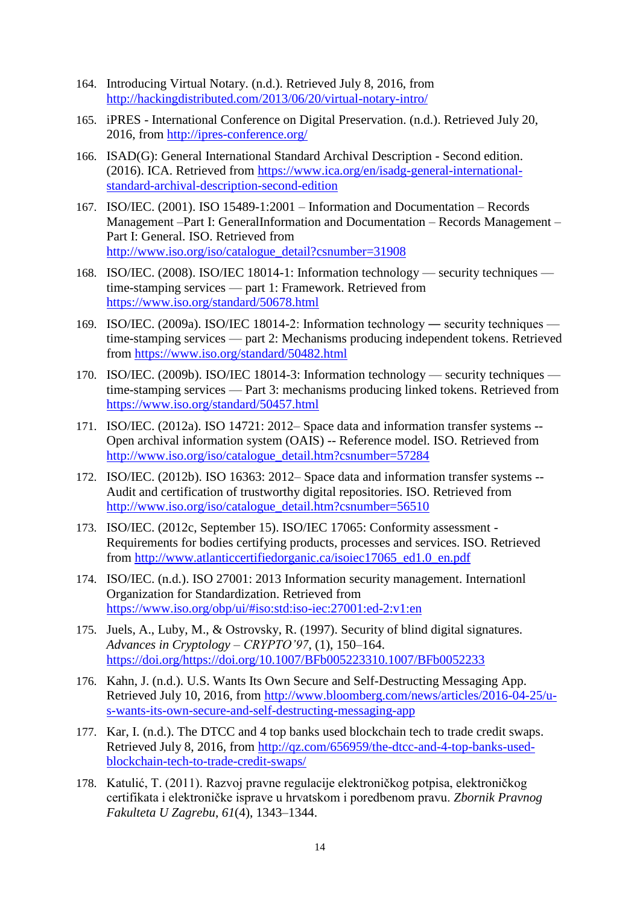164. Introducing Virtual Notary. (n.d.). Retrieved July 8, 2016, from http://hackingdistributed.com/2013/06/20/virtual-notary-intro/

165. iPRES - International Conference on Digital Preservation. (n.d.). Retrieved July 20, 2016, from http://ipres-conference.org/

166. ISAD(G): General International Standard Archival Description - Second edition. (2016). ICA. Retrieved from https://www.ica.org/en/isadg-general-international-standard-archival-description-second-edition

167. ISO/IEC. (2001). ISO 15489-1:2001 – Information and Documentation – Records Management –Part I: GeneralInformation and Documentation – Records Management – Part I: General. ISO. Retrieved from http://www.iso.org/iso/catalogue_detail?csnumber=31908

168. ISO/IEC. (2008). ISO/IEC 18014-1: Information technology — security techniques — time-stamping services — part 1: Framework. Retrieved from https://www.iso.org/standard/50678.html

169. ISO/IEC. (2009a). ISO/IEC 18014-2: Information technology — security techniques — time-stamping services — part 2: Mechanisms producing independent tokens. Retrieved from https://www.iso.org/standard/50482.html

170. ISO/IEC. (2009b). ISO/IEC 18014-3: Information technology — security techniques — time-stamping services — Part 3: mechanisms producing linked tokens. Retrieved from https://www.iso.org/standard/50457.html

171. ISO/IEC. (2012a). ISO 14721: 2012– Space data and information transfer systems -- Open archival information system (OAIS) -- Reference model. ISO. Retrieved from http://www.iso.org/iso/catalogue_detail.htm?csnumber=57284

172. ISO/IEC. (2012b). ISO 16363: 2012– Space data and information transfer systems -- Audit and certification of trustworthy digital repositories. ISO. Retrieved from http://www.iso.org/iso/catalogue_detail.htm?csnumber=56510

173. ISO/IEC. (2012c, September 15). ISO/IEC 17065: Conformity assessment - Requirements for bodies certifying products, processes and services. ISO. Retrieved from http://www.atlanticcertifiedorganic.ca/isoiec17065_ed1.0_en.pdf

174. ISO/IEC. (n.d.). ISO 27001: 2013 Information security management. Internationl Organization for Standardization. Retrieved from https://www.iso.org/obp/ui/#iso:std:iso-iec:27001:ed-2:v1:en

175. Juels, A., Luby, M., & Ostrovsky, R. (1997). Security of blind digital signatures. *Advances in Cryptology – CRYPTO'97*, (1), 150–164. https://doi.org/https://doi.org/10.1007/BFb005223310.1007/BFb0052233

176. Kahn, J. (n.d.). U.S. Wants Its Own Secure and Self-Destructing Messaging App. Retrieved July 10, 2016, from http://www.bloomberg.com/news/articles/2016-04-25/u-s-wants-its-own-secure-and-self-destructing-messaging-app

177. Kar, I. (n.d.). The DTCC and 4 top banks used blockchain tech to trade credit swaps. Retrieved July 8, 2016, from http://qz.com/656959/the-dtcc-and-4-top-banks-used-blockchain-tech-to-trade-credit-swaps/

178. Katulić, T. (2011). Razvoj pravne regulacije elektroničkog potpisa, elektroničkog certifikata i elektroničke isprave u hrvatskom i poredbenom pravu. *Zbornik Pravnog Fakulteta U Zagrebu*, *61*(4), 1343–1344.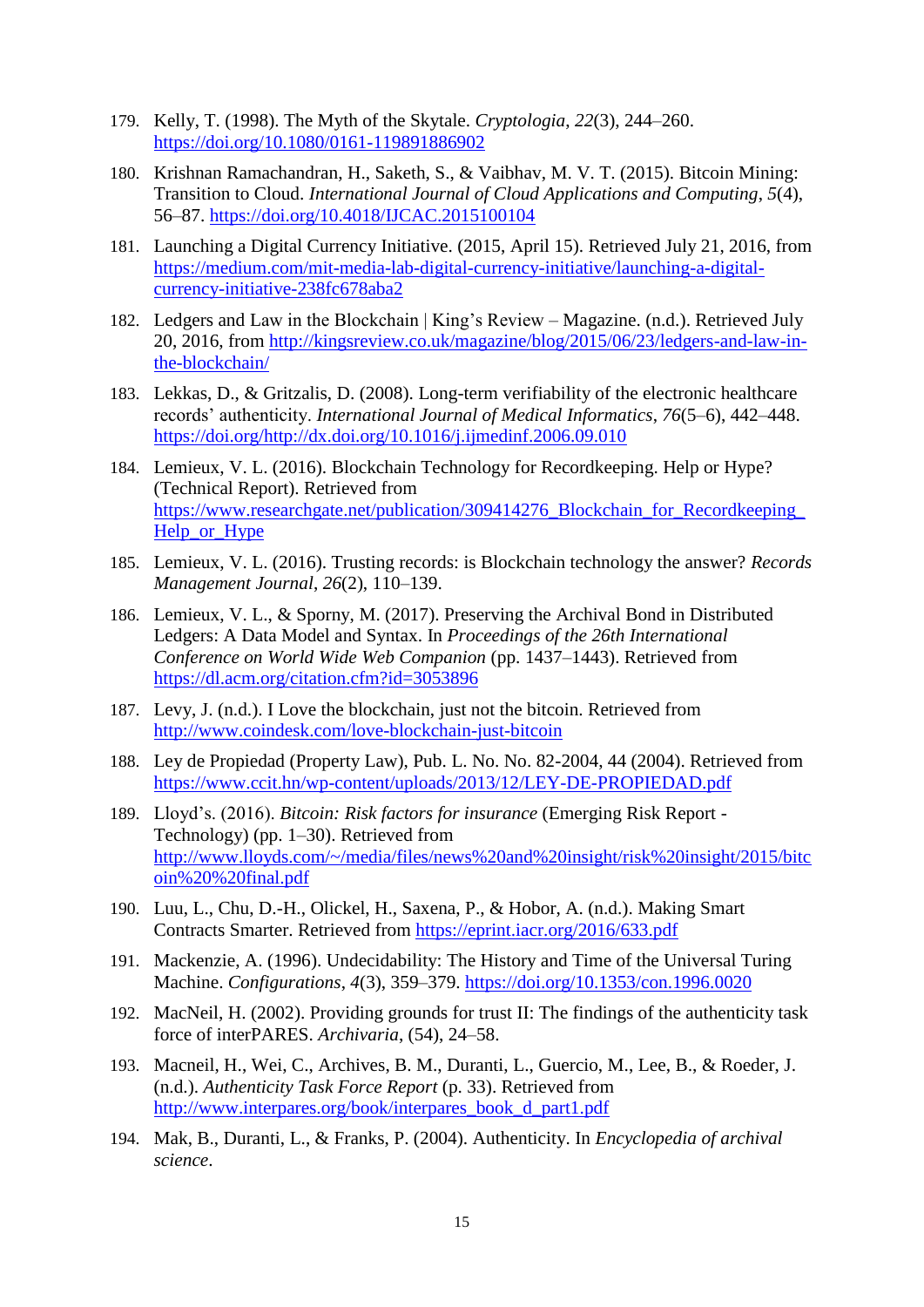179. Kelly, T. (1998). The Myth of the Skytale. *Cryptologia*, *22*(3), 244–260. https://doi.org/10.1080/0161-119891886902

180. Krishnan Ramachandran, H., Saketh, S., & Vaibhav, M. V. T. (2015). Bitcoin Mining: Transition to Cloud. *International Journal of Cloud Applications and Computing*, *5*(4), 56–87. https://doi.org/10.4018/IJCAC.2015100104

181. Launching a Digital Currency Initiative. (2015, April 15). Retrieved July 21, 2016, from https://medium.com/mit-media-lab-digital-currency-initiative/launching-a-digital-currency-initiative-238fc678aba2

182. Ledgers and Law in the Blockchain | King's Review – Magazine. (n.d.). Retrieved July 20, 2016, from http://kingsreview.co.uk/magazine/blog/2015/06/23/ledgers-and-law-in-the-blockchain/

183. Lekkas, D., & Gritzalis, D. (2008). Long-term verifiability of the electronic healthcare records' authenticity. *International Journal of Medical Informatics*, *76*(5–6), 442–448. https://doi.org/http://dx.doi.org/10.1016/j.ijmedinf.2006.09.010

184. Lemieux, V. L. (2016). Blockchain Technology for Recordkeeping. Help or Hype? (Technical Report). Retrieved from https://www.researchgate.net/publication/309414276_Blockchain_for_Recordkeeping_Help_or_Hype

185. Lemieux, V. L. (2016). Trusting records: is Blockchain technology the answer? *Records Management Journal*, *26*(2), 110–139.

186. Lemieux, V. L., & Sporny, M. (2017). Preserving the Archival Bond in Distributed Ledgers: A Data Model and Syntax. In *Proceedings of the 26th International Conference on World Wide Web Companion* (pp. 1437–1443). Retrieved from https://dl.acm.org/citation.cfm?id=3053896

187. Levy, J. (n.d.). I Love the blockchain, just not the bitcoin. Retrieved from http://www.coindesk.com/love-blockchain-just-bitcoin

188. Ley de Propiedad (Property Law), Pub. L. No. No. 82-2004, 44 (2004). Retrieved from https://www.ccit.hn/wp-content/uploads/2013/12/LEY-DE-PROPIEDAD.pdf

189. Lloyd's. (2016). *Bitcoin: Risk factors for insurance* (Emerging Risk Report - Technology) (pp. 1–30). Retrieved from http://www.lloyds.com/~/media/files/news%20and%20insight/risk%20insight/2015/bitcoin%20%20final.pdf

190. Luu, L., Chu, D.-H., Olickel, H., Saxena, P., & Hobor, A. (n.d.). Making Smart Contracts Smarter. Retrieved from https://eprint.iacr.org/2016/633.pdf

191. Mackenzie, A. (1996). Undecidability: The History and Time of the Universal Turing Machine. *Configurations*, *4*(3), 359–379. https://doi.org/10.1353/con.1996.0020

192. MacNeil, H. (2002). Providing grounds for trust II: The findings of the authenticity task force of interPARES. *Archivaria*, (54), 24–58.

193. Macneil, H., Wei, C., Archives, B. M., Duranti, L., Guercio, M., Lee, B., & Roeder, J. (n.d.). *Authenticity Task Force Report* (p. 33). Retrieved from http://www.interpares.org/book/interpares_book_d_part1.pdf

194. Mak, B., Duranti, L., & Franks, P. (2004). Authenticity. In *Encyclopedia of archival science*.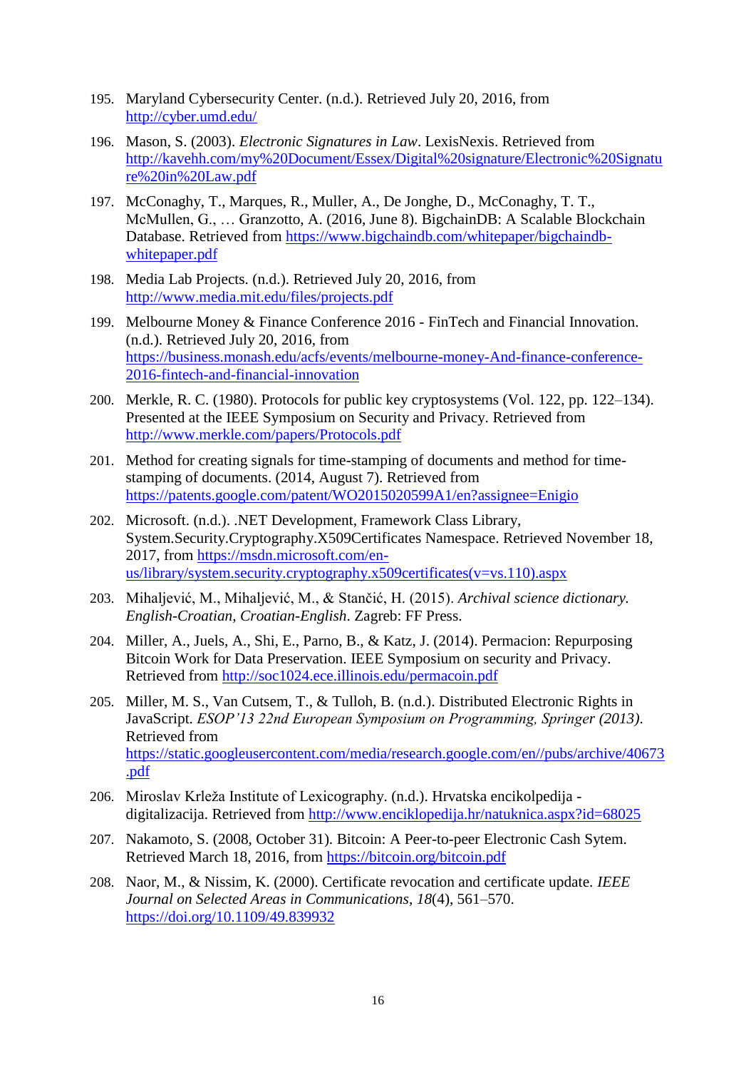195. Maryland Cybersecurity Center. (n.d.). Retrieved July 20, 2016, from http://cyber.umd.edu/

196. Mason, S. (2003). *Electronic Signatures in Law*. LexisNexis. Retrieved from http://kavehh.com/my%20Document/Essex/Digital%20signature/Electronic%20Signature%20in%20Law.pdf

197. McConaghy, T., Marques, R., Muller, A., De Jonghe, D., McConaghy, T. T., McMullen, G., … Granzotto, A. (2016, June 8). BigchainDB: A Scalable Blockchain Database. Retrieved from https://www.bigchaindb.com/whitepaper/bigchaindb-whitepaper.pdf

198. Media Lab Projects. (n.d.). Retrieved July 20, 2016, from http://www.media.mit.edu/files/projects.pdf

199. Melbourne Money & Finance Conference 2016 - FinTech and Financial Innovation. (n.d.). Retrieved July 20, 2016, from https://business.monash.edu/acfs/events/melbourne-money-And-finance-conference-2016-fintech-and-financial-innovation

200. Merkle, R. C. (1980). Protocols for public key cryptosystems (Vol. 122, pp. 122–134). Presented at the IEEE Symposium on Security and Privacy. Retrieved from http://www.merkle.com/papers/Protocols.pdf

201. Method for creating signals for time-stamping of documents and method for time-stamping of documents. (2014, August 7). Retrieved from https://patents.google.com/patent/WO2015020599A1/en?assignee=Enigio

202. Microsoft. (n.d.). .NET Development, Framework Class Library, System.Security.Cryptography.X509Certificates Namespace. Retrieved November 18, 2017, from https://msdn.microsoft.com/en-us/library/system.security.cryptography.x509certificates(v=vs.110).aspx

203. Mihaljević, M., Mihaljević, M., & Stančić, H. (2015). *Archival science dictionary. English-Croatian, Croatian-English*. Zagreb: FF Press.

204. Miller, A., Juels, A., Shi, E., Parno, B., & Katz, J. (2014). Permacion: Repurposing Bitcoin Work for Data Preservation. IEEE Symposium on security and Privacy. Retrieved from http://soc1024.ece.illinois.edu/permacoin.pdf

205. Miller, M. S., Van Cutsem, T., & Tulloh, B. (n.d.). Distributed Electronic Rights in JavaScript. *ESOP'13 22nd European Symposium on Programming, Springer (2013)*. Retrieved from https://static.googleusercontent.com/media/research.google.com/en//pubs/archive/40673.pdf

206. Miroslav Krleža Institute of Lexicography. (n.d.). Hrvatska encikolpedija - digitalizacija. Retrieved from http://www.enciklopedija.hr/natuknica.aspx?id=68025

207. Nakamoto, S. (2008, October 31). Bitcoin: A Peer-to-peer Electronic Cash Sytem. Retrieved March 18, 2016, from https://bitcoin.org/bitcoin.pdf

208. Naor, M., & Nissim, K. (2000). Certificate revocation and certificate update. *IEEE Journal on Selected Areas in Communications*, *18*(4), 561–570. https://doi.org/10.1109/49.839932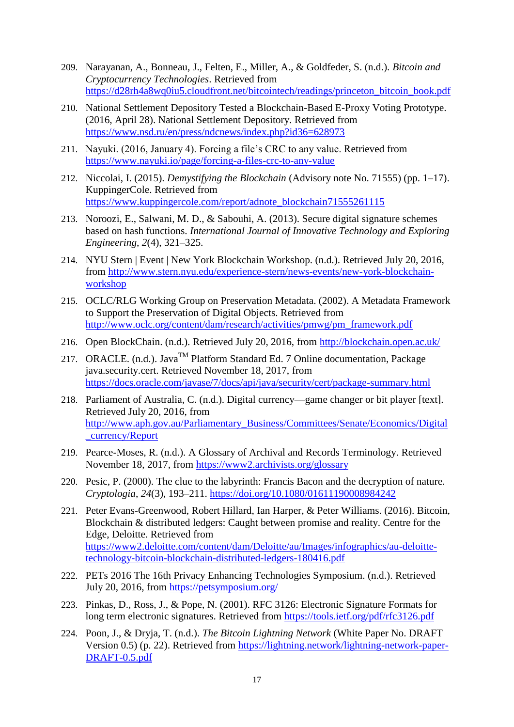209. Narayanan, A., Bonneau, J., Felten, E., Miller, A., & Goldfeder, S. (n.d.). *Bitcoin and Cryptocurrency Technologies*. Retrieved from https://d28rh4a8wq0iu5.cloudfront.net/bitcointech/readings/princeton_bitcoin_book.pdf

210. National Settlement Depository Tested a Blockchain-Based E-Proxy Voting Prototype. (2016, April 28). National Settlement Depository. Retrieved from https://www.nsd.ru/en/press/ndcnews/index.php?id36=628973

211. Nayuki. (2016, January 4). Forcing a file's CRC to any value. Retrieved from https://www.nayuki.io/page/forcing-a-files-crc-to-any-value

212. Niccolai, I. (2015). *Demystifying the Blockchain* (Advisory note No. 71555) (pp. 1–17). KuppingerCole. Retrieved from https://www.kuppingercole.com/report/adnote_blockchain71555261115

213. Noroozi, E., Salwani, M. D., & Sabouhi, A. (2013). Secure digital signature schemes based on hash functions. *International Journal of Innovative Technology and Exploring Engineering*, *2*(4), 321–325.

214. NYU Stern | Event | New York Blockchain Workshop. (n.d.). Retrieved July 20, 2016, from http://www.stern.nyu.edu/experience-stern/news-events/new-york-blockchain-workshop

215. OCLC/RLG Working Group on Preservation Metadata. (2002). A Metadata Framework to Support the Preservation of Digital Objects. Retrieved from http://www.oclc.org/content/dam/research/activities/pmwg/pm_framework.pdf

216. Open BlockChain. (n.d.). Retrieved July 20, 2016, from http://blockchain.open.ac.uk/

217. ORACLE. (n.d.). Java™ Platform Standard Ed. 7 Online documentation, Package java.security.cert. Retrieved November 18, 2017, from https://docs.oracle.com/javase/7/docs/api/java/security/cert/package-summary.html

218. Parliament of Australia, C. (n.d.). Digital currency—game changer or bit player [text]. Retrieved July 20, 2016, from http://www.aph.gov.au/Parliamentary_Business/Committees/Senate/Economics/Digital_currency/Report

219. Pearce-Moses, R. (n.d.). A Glossary of Archival and Records Terminology. Retrieved November 18, 2017, from https://www2.archivists.org/glossary

220. Pesic, P. (2000). The clue to the labyrinth: Francis Bacon and the decryption of nature. *Cryptologia*, *24*(3), 193–211. https://doi.org/10.1080/01611190008984242

221. Peter Evans-Greenwood, Robert Hillard, Ian Harper, & Peter Williams. (2016). Bitcoin, Blockchain & distributed ledgers: Caught between promise and reality. Centre for the Edge, Deloitte. Retrieved from https://www2.deloitte.com/content/dam/Deloitte/au/Images/infographics/au-deloitte-technology-bitcoin-blockchain-distributed-ledgers-180416.pdf

222. PETs 2016 The 16th Privacy Enhancing Technologies Symposium. (n.d.). Retrieved July 20, 2016, from https://petsymposium.org/

223. Pinkas, D., Ross, J., & Pope, N. (2001). RFC 3126: Electronic Signature Formats for long term electronic signatures. Retrieved from https://tools.ietf.org/pdf/rfc3126.pdf

224. Poon, J., & Dryja, T. (n.d.). *The Bitcoin Lightning Network* (White Paper No. DRAFT Version 0.5) (p. 22). Retrieved from https://lightning.network/lightning-network-paper-DRAFT-0.5.pdf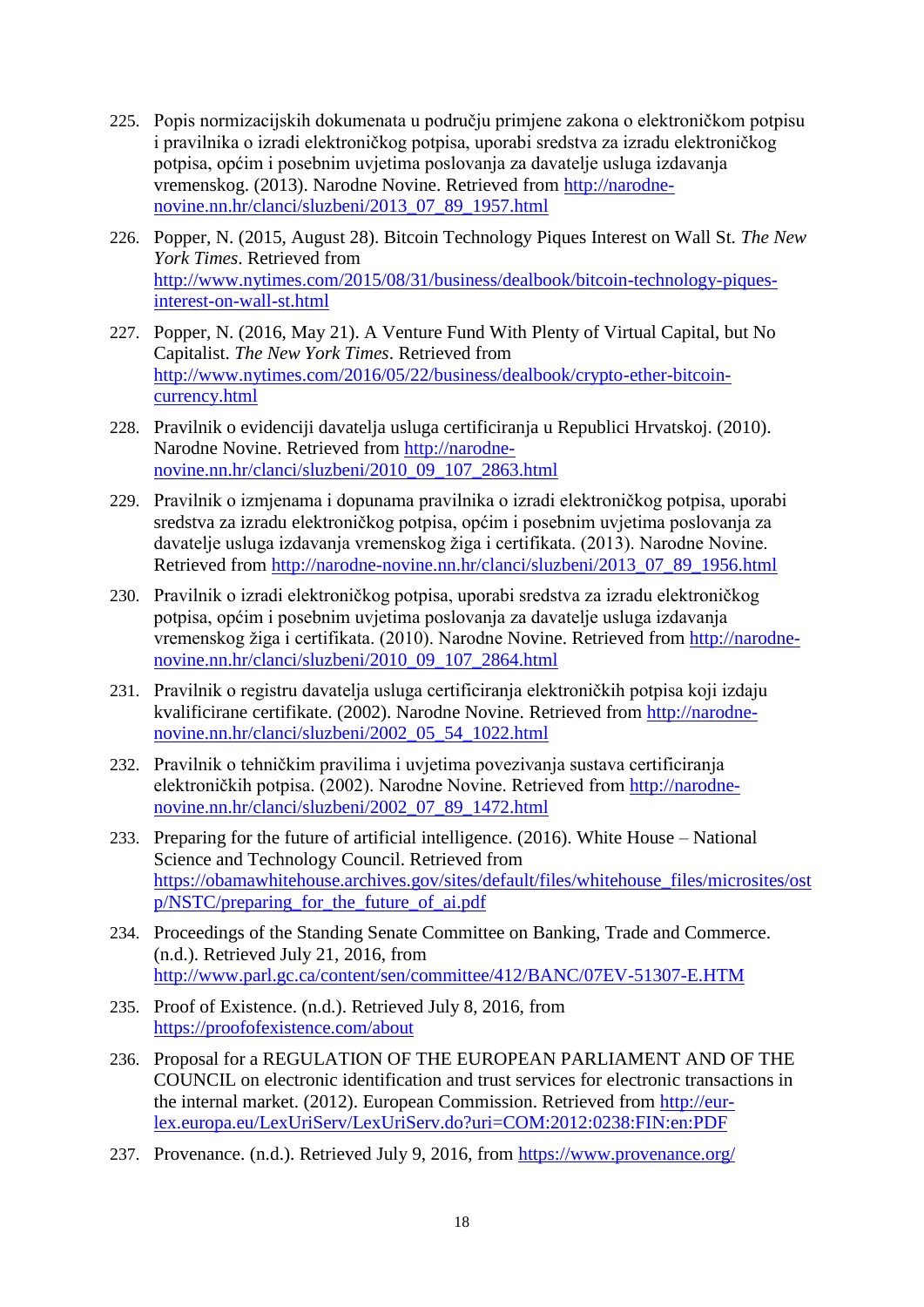225. Popis normizacijskih dokumenata u području primjene zakona o elektroničkom potpisu i pravilnika o izradi elektroničkog potpisa, uporabi sredstva za izradu elektroničkog potpisa, općim i posebnim uvjetima poslovanja za davatelje usluga izdavanja vremenskog. (2013). Narodne Novine. Retrieved from http://narodne-novine.nn.hr/clanci/sluzbeni/2013_07_89_1957.html

226. Popper, N. (2015, August 28). Bitcoin Technology Piques Interest on Wall St. *The New York Times*. Retrieved from http://www.nytimes.com/2015/08/31/business/dealbook/bitcoin-technology-piques-interest-on-wall-st.html

227. Popper, N. (2016, May 21). A Venture Fund With Plenty of Virtual Capital, but No Capitalist. *The New York Times*. Retrieved from http://www.nytimes.com/2016/05/22/business/dealbook/crypto-ether-bitcoin-currency.html

228. Pravilnik o evidenciji davatelja usluga certificiranja u Republici Hrvatskoj. (2010). Narodne Novine. Retrieved from http://narodne-novine.nn.hr/clanci/sluzbeni/2010_09_107_2863.html

229. Pravilnik o izmjenama i dopunama pravilnika o izradi elektroničkog potpisa, uporabi sredstva za izradu elektroničkog potpisa, općim i posebnim uvjetima poslovanja za davatelje usluga izdavanja vremenskog žiga i certifikata. (2013). Narodne Novine. Retrieved from http://narodne-novine.nn.hr/clanci/sluzbeni/2013_07_89_1956.html

230. Pravilnik o izradi elektroničkog potpisa, uporabi sredstva za izradu elektroničkog potpisa, općim i posebnim uvjetima poslovanja za davatelje usluga izdavanja vremenskog žiga i certifikata. (2010). Narodne Novine. Retrieved from http://narodne-novine.nn.hr/clanci/sluzbeni/2010_09_107_2864.html

231. Pravilnik o registru davatelja usluga certificiranja elektroničkih potpisa koji izdaju kvalificirane certifikate. (2002). Narodne Novine. Retrieved from http://narodne-novine.nn.hr/clanci/sluzbeni/2002_05_54_1022.html

232. Pravilnik o tehničkim pravilima i uvjetima povezivanja sustava certificiranja elektroničkih potpisa. (2002). Narodne Novine. Retrieved from http://narodne-novine.nn.hr/clanci/sluzbeni/2002_07_89_1472.html

233. Preparing for the future of artificial intelligence. (2016). White House – National Science and Technology Council. Retrieved from https://obamawhitehouse.archives.gov/sites/default/files/whitehouse_files/microsites/ostp/NSTC/preparing_for_the_future_of_ai.pdf

234. Proceedings of the Standing Senate Committee on Banking, Trade and Commerce. (n.d.). Retrieved July 21, 2016, from http://www.parl.gc.ca/content/sen/committee/412/BANC/07EV-51307-E.HTM

235. Proof of Existence. (n.d.). Retrieved July 8, 2016, from https://proofofexistence.com/about

236. Proposal for a REGULATION OF THE EUROPEAN PARLIAMENT AND OF THE COUNCIL on electronic identification and trust services for electronic transactions in the internal market. (2012). European Commission. Retrieved from http://eur-lex.europa.eu/LexUriServ/LexUriServ.do?uri=COM:2012:0238:FIN:en:PDF

237. Provenance. (n.d.). Retrieved July 9, 2016, from https://www.provenance.org/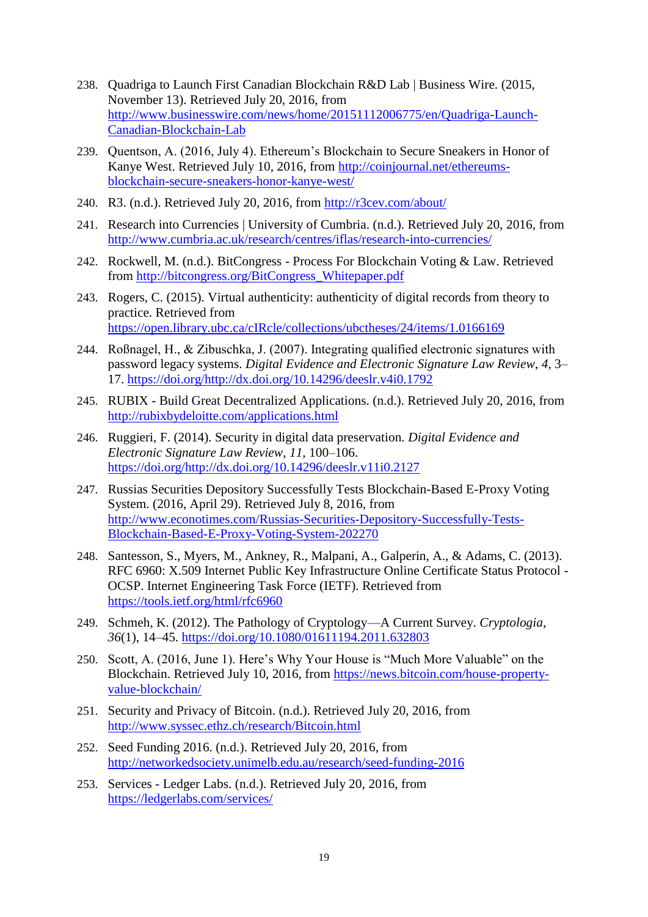238. Quadriga to Launch First Canadian Blockchain R&D Lab | Business Wire. (2015, November 13). Retrieved July 20, 2016, from http://www.businesswire.com/news/home/20151112006775/en/Quadriga-Launch-Canadian-Blockchain-Lab

239. Quentson, A. (2016, July 4). Ethereum's Blockchain to Secure Sneakers in Honor of Kanye West. Retrieved July 10, 2016, from http://coinjournal.net/ethereums-blockchain-secure-sneakers-honor-kanye-west/

240. R3. (n.d.). Retrieved July 20, 2016, from http://r3cev.com/about/

241. Research into Currencies | University of Cumbria. (n.d.). Retrieved July 20, 2016, from http://www.cumbria.ac.uk/research/centres/iflas/research-into-currencies/

242. Rockwell, M. (n.d.). BitCongress - Process For Blockchain Voting & Law. Retrieved from http://bitcongress.org/BitCongress_Whitepaper.pdf

243. Rogers, C. (2015). Virtual authenticity: authenticity of digital records from theory to practice. Retrieved from https://open.library.ubc.ca/cIRcle/collections/ubctheses/24/items/1.0166169

244. Roßnagel, H., & Zibuschka, J. (2007). Integrating qualified electronic signatures with password legacy systems. *Digital Evidence and Electronic Signature Law Review*, *4*, 3–17. https://doi.org/http://dx.doi.org/10.14296/deeslr.v4i0.1792

245. RUBIX - Build Great Decentralized Applications. (n.d.). Retrieved July 20, 2016, from http://rubixbydeloitte.com/applications.html

246. Ruggieri, F. (2014). Security in digital data preservation. *Digital Evidence and Electronic Signature Law Review*, *11*, 100–106. https://doi.org/http://dx.doi.org/10.14296/deeslr.v11i0.2127

247. Russias Securities Depository Successfully Tests Blockchain-Based E-Proxy Voting System. (2016, April 29). Retrieved July 8, 2016, from http://www.econotimes.com/Russias-Securities-Depository-Successfully-Tests-Blockchain-Based-E-Proxy-Voting-System-202270

248. Santesson, S., Myers, M., Ankney, R., Malpani, A., Galperin, A., & Adams, C. (2013). RFC 6960: X.509 Internet Public Key Infrastructure Online Certificate Status Protocol - OCSP. Internet Engineering Task Force (IETF). Retrieved from https://tools.ietf.org/html/rfc6960

249. Schmeh, K. (2012). The Pathology of Cryptology—A Current Survey. *Cryptologia*, *36*(1), 14–45. https://doi.org/10.1080/01611194.2011.632803

250. Scott, A. (2016, June 1). Here's Why Your House is "Much More Valuable" on the Blockchain. Retrieved July 10, 2016, from https://news.bitcoin.com/house-property-value-blockchain/

251. Security and Privacy of Bitcoin. (n.d.). Retrieved July 20, 2016, from http://www.syssec.ethz.ch/research/Bitcoin.html

252. Seed Funding 2016. (n.d.). Retrieved July 20, 2016, from http://networkedsociety.unimelb.edu.au/research/seed-funding-2016

253. Services - Ledger Labs. (n.d.). Retrieved July 20, 2016, from https://ledgerlabs.com/services/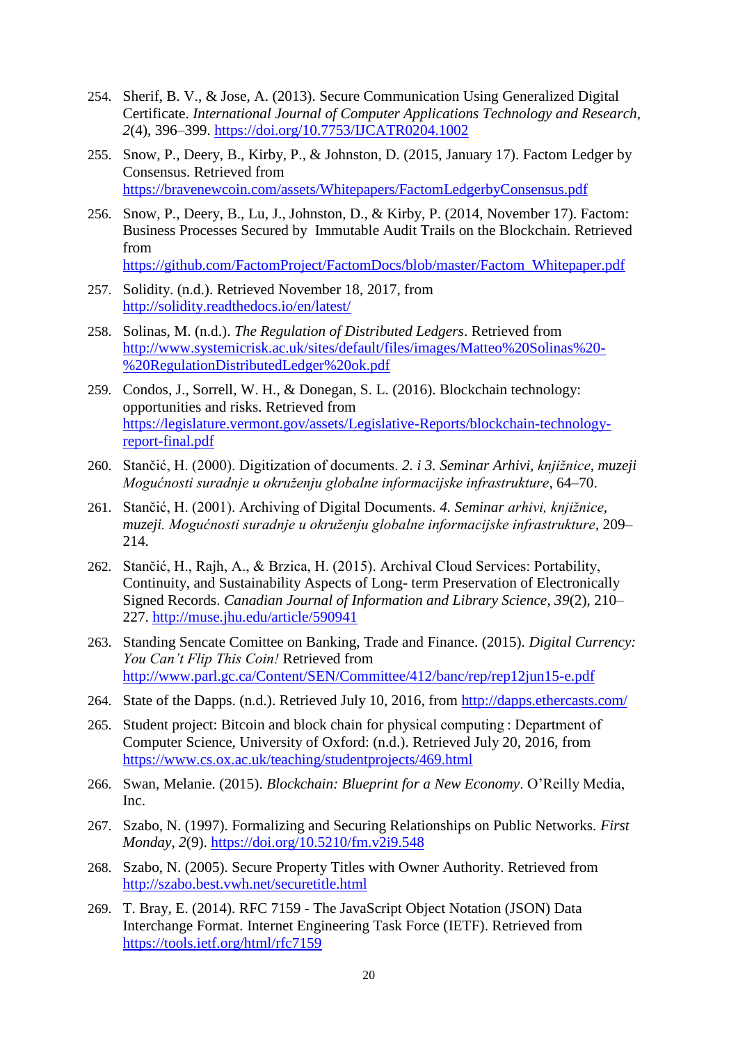254. Sherif, B. V., & Jose, A. (2013). Secure Communication Using Generalized Digital Certificate. *International Journal of Computer Applications Technology and Research*, *2*(4), 396–399. https://doi.org/10.7753/IJCATR0204.1002

255. Snow, P., Deery, B., Kirby, P., & Johnston, D. (2015, January 17). Factom Ledger by Consensus. Retrieved from https://bravenewcoin.com/assets/Whitepapers/FactomLedgerbyConsensus.pdf

256. Snow, P., Deery, B., Lu, J., Johnston, D., & Kirby, P. (2014, November 17). Factom: Business Processes Secured by Immutable Audit Trails on the Blockchain. Retrieved from https://github.com/FactomProject/FactomDocs/blob/master/Factom_Whitepaper.pdf

257. Solidity. (n.d.). Retrieved November 18, 2017, from http://solidity.readthedocs.io/en/latest/

258. Solinas, M. (n.d.). *The Regulation of Distributed Ledgers*. Retrieved from http://www.systemicrisk.ac.uk/sites/default/files/images/Matteo%20Solinas%20-%20RegulationDistributedLedger%20ok.pdf

259. Condos, J., Sorrell, W. H., & Donegan, S. L. (2016). Blockchain technology: opportunities and risks. Retrieved from https://legislature.vermont.gov/assets/Legislative-Reports/blockchain-technology-report-final.pdf

260. Stančić, H. (2000). Digitization of documents. *2. i 3. Seminar Arhivi, knjižnice, muzeji Mogućnosti suradnje u okruženju globalne informacijske infrastrukture*, 64–70.

261. Stančić, H. (2001). Archiving of Digital Documents. *4. Seminar arhivi, knjižnice, muzeji. Mogućnosti suradnje u okruženju globalne informacijske infrastrukture*, 209–214.

262. Stančić, H., Rajh, A., & Brzica, H. (2015). Archival Cloud Services: Portability, Continuity, and Sustainability Aspects of Long- term Preservation of Electronically Signed Records. *Canadian Journal of Information and Library Science*, *39*(2), 210–227. http://muse.jhu.edu/article/590941

263. Standing Sencate Comittee on Banking, Trade and Finance. (2015). *Digital Currency: You Can't Flip This Coin!* Retrieved from http://www.parl.gc.ca/Content/SEN/Committee/412/banc/rep/rep12jun15-e.pdf

264. State of the Dapps. (n.d.). Retrieved July 10, 2016, from http://dapps.ethercasts.com/

265. Student project: Bitcoin and block chain for physical computing : Department of Computer Science, University of Oxford: (n.d.). Retrieved July 20, 2016, from https://www.cs.ox.ac.uk/teaching/studentprojects/469.html

266. Swan, Melanie. (2015). *Blockchain: Blueprint for a New Economy*. O'Reilly Media, Inc.

267. Szabo, N. (1997). Formalizing and Securing Relationships on Public Networks. *First Monday*, *2*(9). https://doi.org/10.5210/fm.v2i9.548

268. Szabo, N. (2005). Secure Property Titles with Owner Authority. Retrieved from http://szabo.best.vwh.net/securetitle.html

269. T. Bray, E. (2014). RFC 7159 - The JavaScript Object Notation (JSON) Data Interchange Format. Internet Engineering Task Force (IETF). Retrieved from https://tools.ietf.org/html/rfc7159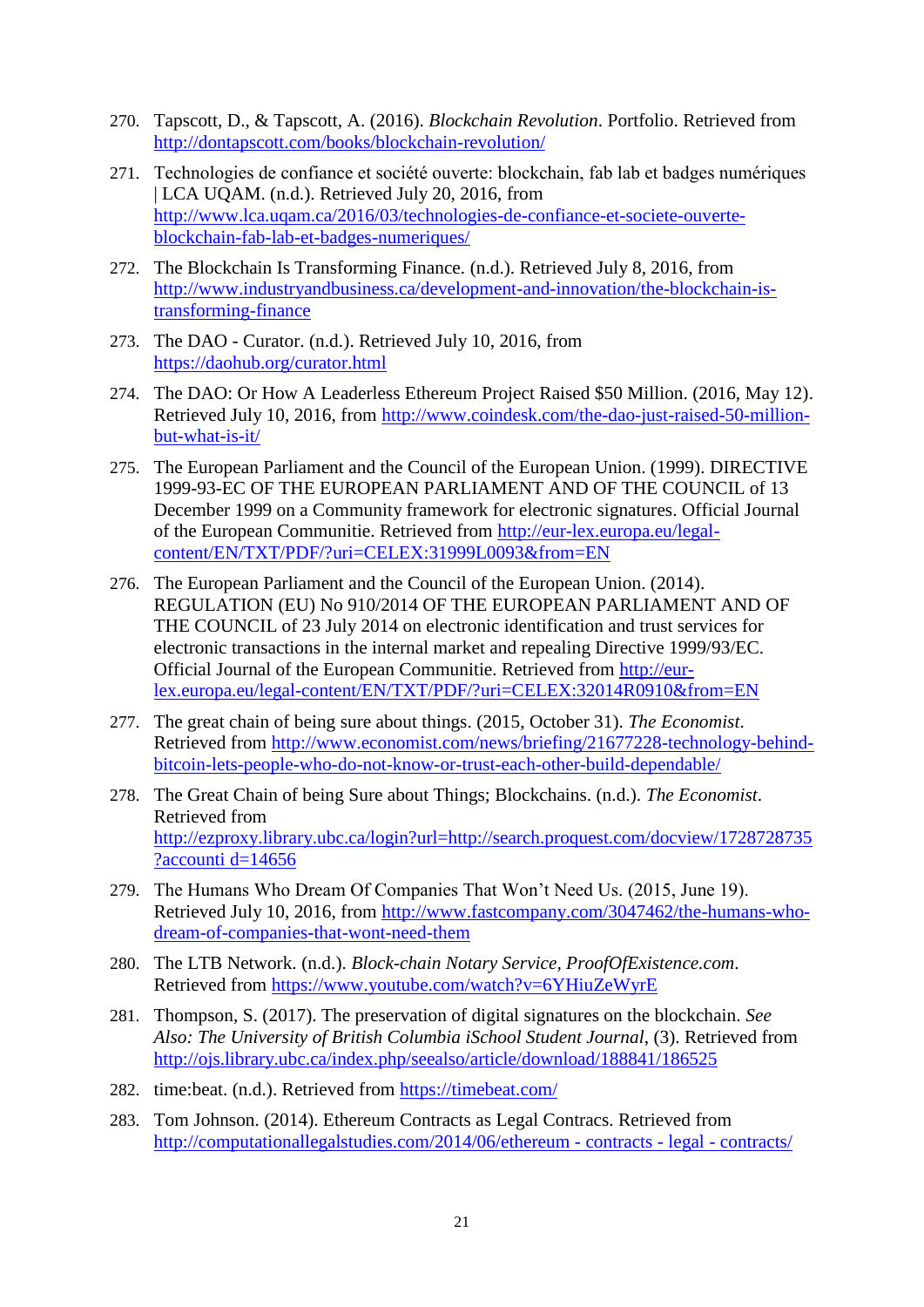270. Tapscott, D., & Tapscott, A. (2016). *Blockchain Revolution*. Portfolio. Retrieved from http://dontapscott.com/books/blockchain-revolution/

271. Technologies de confiance et société ouverte: blockchain, fab lab et badges numériques | LCA UQAM. (n.d.). Retrieved July 20, 2016, from http://www.lca.uqam.ca/2016/03/technologies-de-confiance-et-societe-ouverte-blockchain-fab-lab-et-badges-numeriques/

272. The Blockchain Is Transforming Finance. (n.d.). Retrieved July 8, 2016, from http://www.industryandbusiness.ca/development-and-innovation/the-blockchain-is-transforming-finance

273. The DAO - Curator. (n.d.). Retrieved July 10, 2016, from https://daohub.org/curator.html

274. The DAO: Or How A Leaderless Ethereum Project Raised $50 Million. (2016, May 12). Retrieved July 10, 2016, from http://www.coindesk.com/the-dao-just-raised-50-million-but-what-is-it/

275. The European Parliament and the Council of the European Union. (1999). DIRECTIVE 1999-93-EC OF THE EUROPEAN PARLIAMENT AND OF THE COUNCIL of 13 December 1999 on a Community framework for electronic signatures. Official Journal of the European Communitie. Retrieved from http://eur-lex.europa.eu/legal-content/EN/TXT/PDF/?uri=CELEX:31999L0093&from=EN

276. The European Parliament and the Council of the European Union. (2014). REGULATION (EU) No 910/2014 OF THE EUROPEAN PARLIAMENT AND OF THE COUNCIL of 23 July 2014 on electronic identification and trust services for electronic transactions in the internal market and repealing Directive 1999/93/EC. Official Journal of the European Communitie. Retrieved from http://eur-lex.europa.eu/legal-content/EN/TXT/PDF/?uri=CELEX:32014R0910&from=EN

277. The great chain of being sure about things. (2015, October 31). *The Economist*. Retrieved from http://www.economist.com/news/briefing/21677228-technology-behind-bitcoin-lets-people-who-do-not-know-or-trust-each-other-build-dependable/

278. The Great Chain of being Sure about Things; Blockchains. (n.d.). *The Economist*. Retrieved from http://ezproxy.library.ubc.ca/login?url=http://search.proquest.com/docview/1728728735?accounti d=14656

279. The Humans Who Dream Of Companies That Won't Need Us. (2015, June 19). Retrieved July 10, 2016, from http://www.fastcompany.com/3047462/the-humans-who-dream-of-companies-that-wont-need-them

280. The LTB Network. (n.d.). *Block-chain Notary Service, ProofOfExistence.com*. Retrieved from https://www.youtube.com/watch?v=6YHiuZeWyrE

281. Thompson, S. (2017). The preservation of digital signatures on the blockchain. *See Also: The University of British Columbia iSchool Student Journal*, (3). Retrieved from http://ojs.library.ubc.ca/index.php/seealso/article/download/188841/186525

282. time:beat. (n.d.). Retrieved from https://timebeat.com/

283. Tom Johnson. (2014). Ethereum Contracts as Legal Contracs. Retrieved from http://computationallegalstudies.com/2014/06/ethereum - contracts - legal - contracts/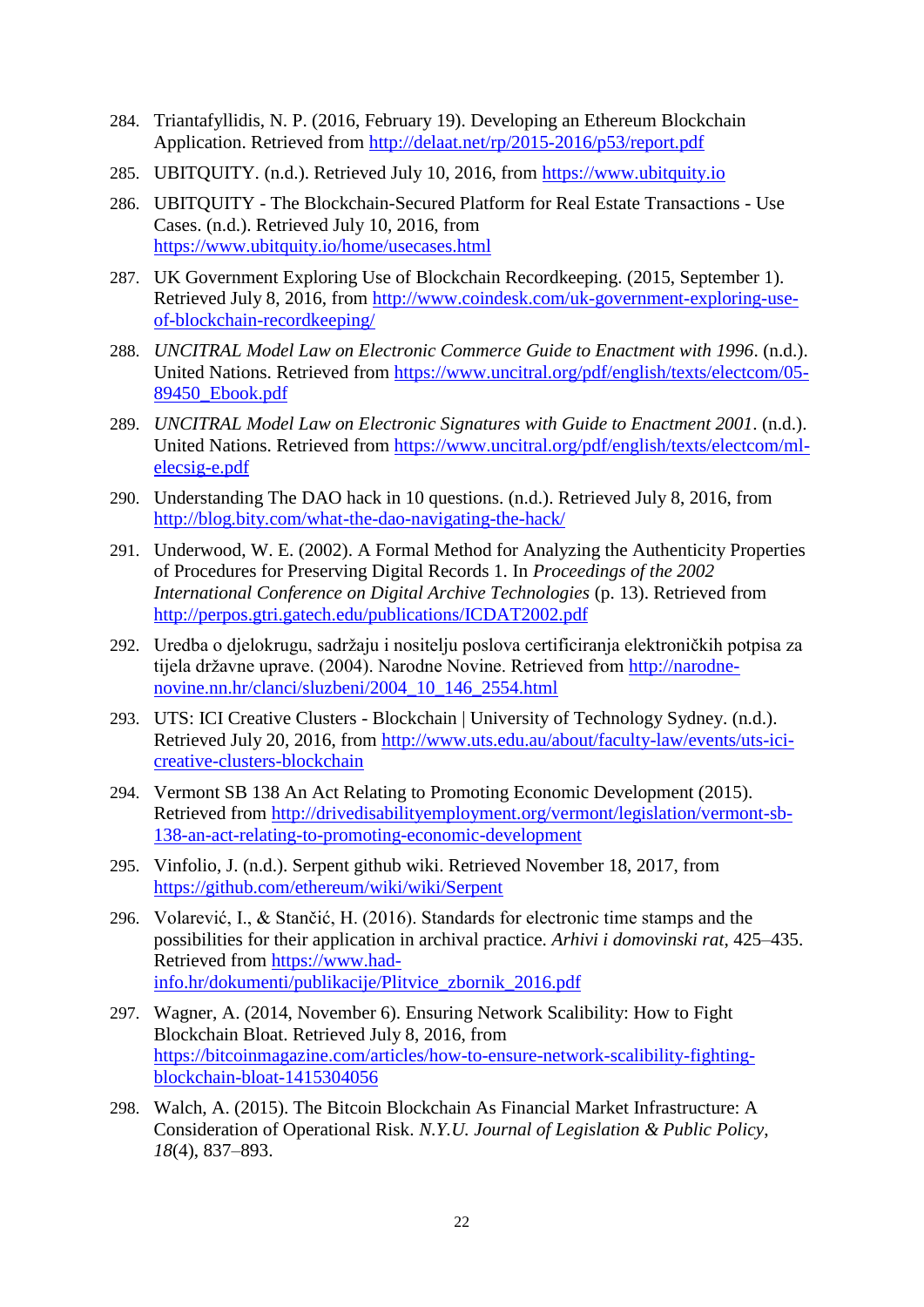284. Triantafyllidis, N. P. (2016, February 19). Developing an Ethereum Blockchain Application. Retrieved from http://delaat.net/rp/2015-2016/p53/report.pdf

285. UBITQUITY. (n.d.). Retrieved July 10, 2016, from https://www.ubitquity.io

286. UBITQUITY - The Blockchain-Secured Platform for Real Estate Transactions - Use Cases. (n.d.). Retrieved July 10, 2016, from https://www.ubitquity.io/home/usecases.html

287. UK Government Exploring Use of Blockchain Recordkeeping. (2015, September 1). Retrieved July 8, 2016, from http://www.coindesk.com/uk-government-exploring-use-of-blockchain-recordkeeping/

288. *UNCITRAL Model Law on Electronic Commerce Guide to Enactment with 1996*. (n.d.). United Nations. Retrieved from https://www.uncitral.org/pdf/english/texts/electcom/05-89450_Ebook.pdf

289. *UNCITRAL Model Law on Electronic Signatures with Guide to Enactment 2001*. (n.d.). United Nations. Retrieved from https://www.uncitral.org/pdf/english/texts/electcom/ml-elecsig-e.pdf

290. Understanding The DAO hack in 10 questions. (n.d.). Retrieved July 8, 2016, from http://blog.bity.com/what-the-dao-navigating-the-hack/

291. Underwood, W. E. (2002). A Formal Method for Analyzing the Authenticity Properties of Procedures for Preserving Digital Records 1. In *Proceedings of the 2002 International Conference on Digital Archive Technologies* (p. 13). Retrieved from http://perpos.gtri.gatech.edu/publications/ICDAT2002.pdf

292. Uredba o djelokrugu, sadržaju i nositelju poslova certificiranja elektroničkih potpisa za tijela državne uprave. (2004). Narodne Novine. Retrieved from http://narodne-novine.nn.hr/clanci/sluzbeni/2004_10_146_2554.html

293. UTS: ICI Creative Clusters - Blockchain | University of Technology Sydney. (n.d.). Retrieved July 20, 2016, from http://www.uts.edu.au/about/faculty-law/events/uts-ici-creative-clusters-blockchain

294. Vermont SB 138 An Act Relating to Promoting Economic Development (2015). Retrieved from http://drivedisabilityemployment.org/vermont/legislation/vermont-sb-138-an-act-relating-to-promoting-economic-development

295. Vinfolio, J. (n.d.). Serpent github wiki. Retrieved November 18, 2017, from https://github.com/ethereum/wiki/wiki/Serpent

296. Volarević, I., & Stančić, H. (2016). Standards for electronic time stamps and the possibilities for their application in archival practice. *Arhivi i domovinski rat*, 425–435. Retrieved from https://www.had-info.hr/dokumenti/publikacije/Plitvice_zbornik_2016.pdf

297. Wagner, A. (2014, November 6). Ensuring Network Scalibility: How to Fight Blockchain Bloat. Retrieved July 8, 2016, from https://bitcoinmagazine.com/articles/how-to-ensure-network-scalibility-fighting-blockchain-bloat-1415304056

298. Walch, A. (2015). The Bitcoin Blockchain As Financial Market Infrastructure: A Consideration of Operational Risk. *N.Y.U. Journal of Legislation & Public Policy*, *18*(4), 837–893.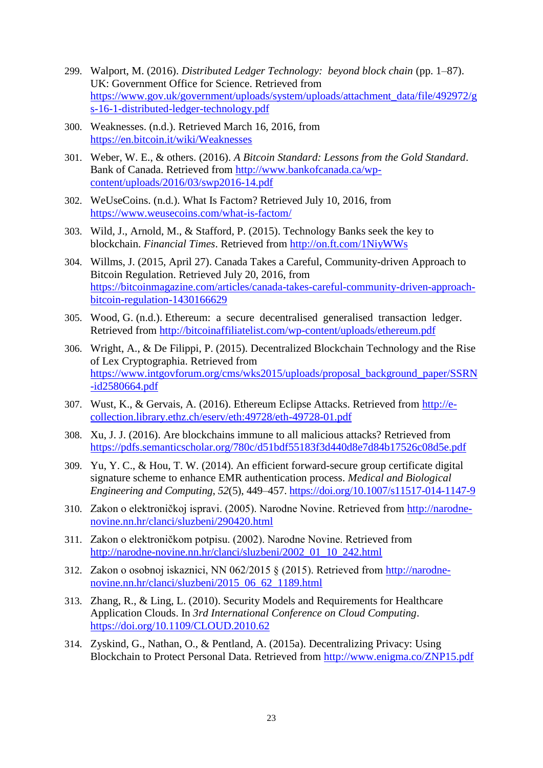299. Walport, M. (2016). *Distributed Ledger Technology: beyond block chain* (pp. 1–87). UK: Government Office for Science. Retrieved from https://www.gov.uk/government/uploads/system/uploads/attachment_data/file/492972/gs-16-1-distributed-ledger-technology.pdf

300. Weaknesses. (n.d.). Retrieved March 16, 2016, from https://en.bitcoin.it/wiki/Weaknesses

301. Weber, W. E., & others. (2016). *A Bitcoin Standard: Lessons from the Gold Standard*. Bank of Canada. Retrieved from http://www.bankofcanada.ca/wp-content/uploads/2016/03/swp2016-14.pdf

302. WeUseCoins. (n.d.). What Is Factom? Retrieved July 10, 2016, from https://www.weusecoins.com/what-is-factom/

303. Wild, J., Arnold, M., & Stafford, P. (2015). Technology Banks seek the key to blockchain. *Financial Times*. Retrieved from http://on.ft.com/1NiyWWs

304. Willms, J. (2015, April 27). Canada Takes a Careful, Community-driven Approach to Bitcoin Regulation. Retrieved July 20, 2016, from https://bitcoinmagazine.com/articles/canada-takes-careful-community-driven-approach-bitcoin-regulation-1430166629

305. Wood, G. (n.d.). Ethereum: a secure decentralised generalised transaction ledger. Retrieved from http://bitcoinaffiliatelist.com/wp-content/uploads/ethereum.pdf

306. Wright, A., & De Filippi, P. (2015). Decentralized Blockchain Technology and the Rise of Lex Cryptographia. Retrieved from https://www.intgovforum.org/cms/wks2015/uploads/proposal_background_paper/SSRN-id2580664.pdf

307. Wust, K., & Gervais, A. (2016). Ethereum Eclipse Attacks. Retrieved from http://e-collection.library.ethz.ch/eserv/eth:49728/eth-49728-01.pdf

308. Xu, J. J. (2016). Are blockchains immune to all malicious attacks? Retrieved from https://pdfs.semanticscholar.org/780c/d51bdf55183f3d440d8e7d84b17526c08d5e.pdf

309. Yu, Y. C., & Hou, T. W. (2014). An efficient forward-secure group certificate digital signature scheme to enhance EMR authentication process. *Medical and Biological Engineering and Computing*, *52*(5), 449–457. https://doi.org/10.1007/s11517-014-1147-9

310. Zakon o elektroničkoj ispravi. (2005). Narodne Novine. Retrieved from http://narodne-novine.nn.hr/clanci/sluzbeni/290420.html

311. Zakon o elektroničkom potpisu. (2002). Narodne Novine. Retrieved from http://narodne-novine.nn.hr/clanci/sluzbeni/2002_01_10_242.html

312. Zakon o osobnoj iskaznici, NN 062/2015 § (2015). Retrieved from http://narodne-novine.nn.hr/clanci/sluzbeni/2015_06_62_1189.html

313. Zhang, R., & Ling, L. (2010). Security Models and Requirements for Healthcare Application Clouds. In *3rd International Conference on Cloud Computing*. https://doi.org/10.1109/CLOUD.2010.62

314. Zyskind, G., Nathan, O., & Pentland, A. (2015a). Decentralizing Privacy: Using Blockchain to Protect Personal Data. Retrieved from http://www.enigma.co/ZNP15.pdf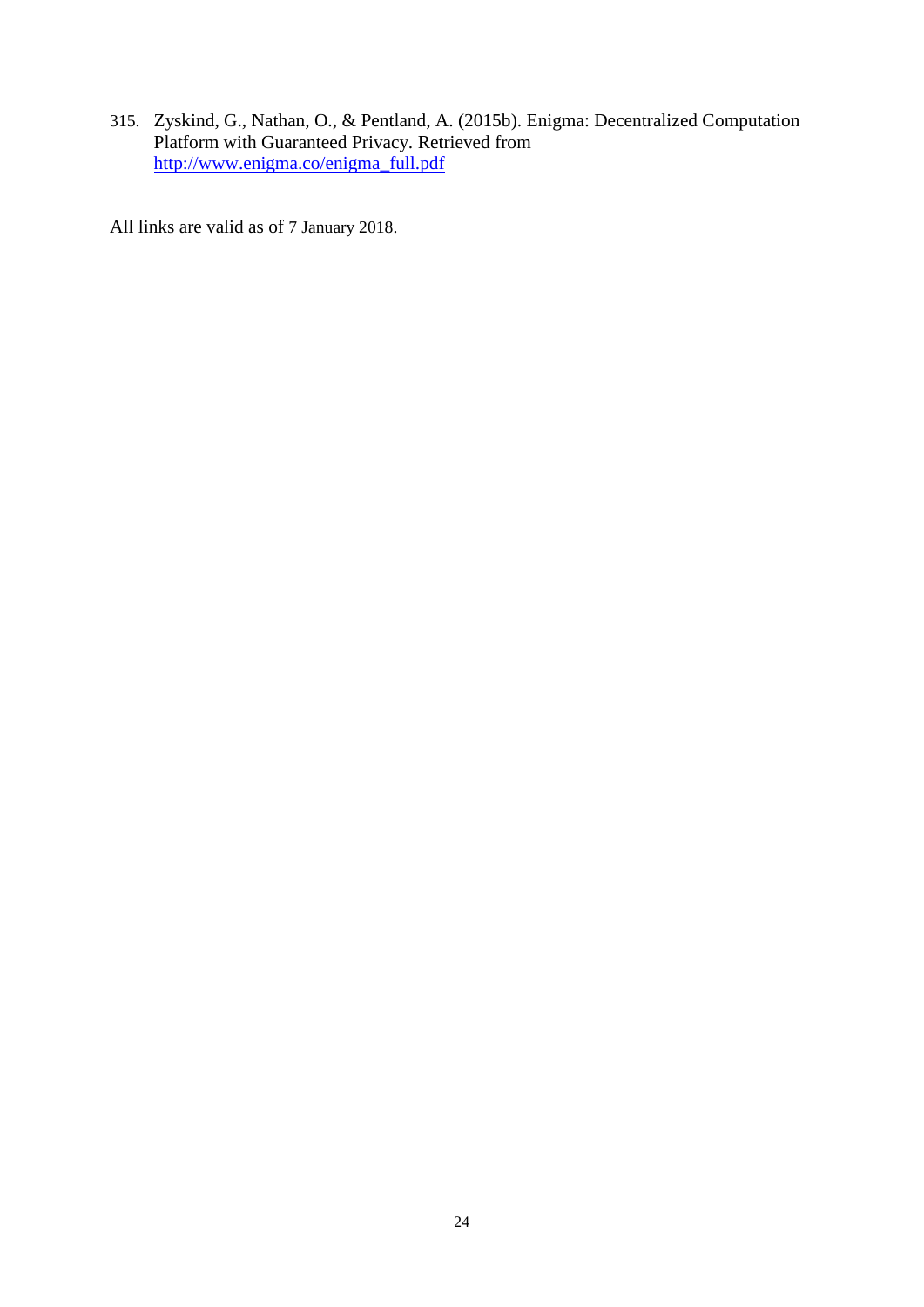315. Zyskind, G., Nathan, O., & Pentland, A. (2015b). Enigma: Decentralized Computation Platform with Guaranteed Privacy. Retrieved from http://www.enigma.co/enigma_full.pdf

All links are valid as of 7 January 2018.